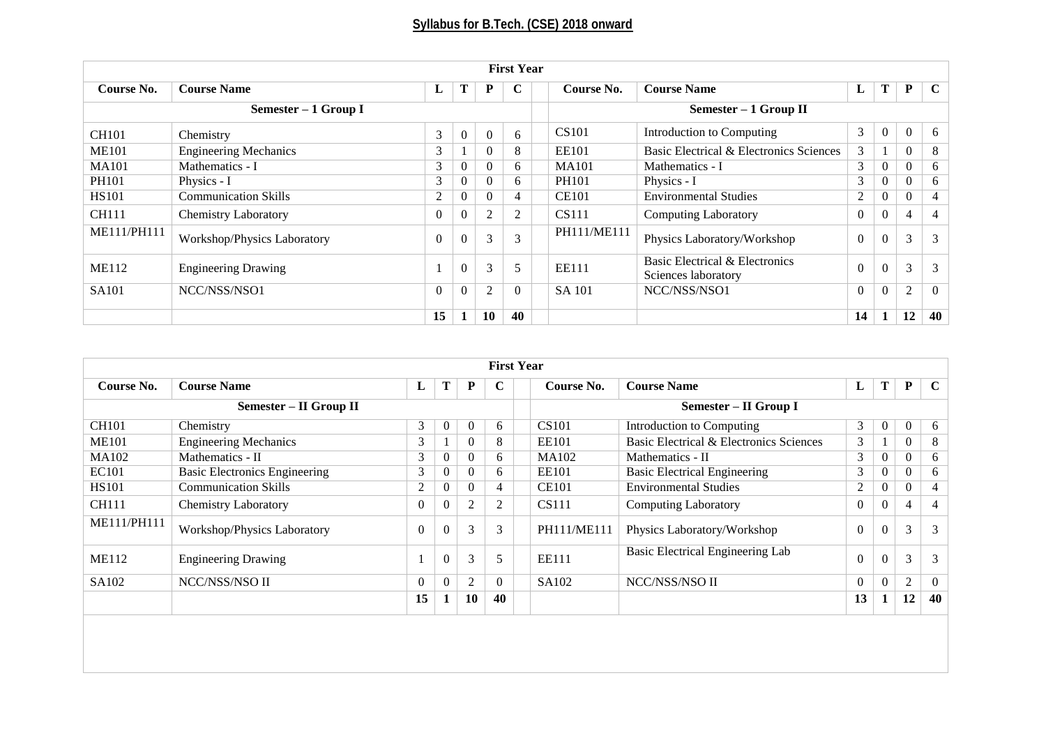## Syllabus for B.Tech. (CSE) 2018 onward

| First Year | | | | | | | | | | | | |
|---|---|---|---|---|---|---|---|---|---|---|---|---|
| **Course No.** | **Course Name** | **L** | **T** | **P** | **C** | | **Course No.** | **Course Name** | **L** | **T** | **P** | **C** |
| **Semester – 1 Group I** | | | | | | | **Semester – 1 Group II** | | | | | |
| CH101 | Chemistry | 3 | 0 | 0 | 6 | | CS101 | Introduction to Computing | 3 | 0 | 0 | 6 |
| ME101 | Engineering Mechanics | 3 | 1 | 0 | 8 | | EE101 | Basic Electrical & Electronics Sciences | 3 | 1 | 0 | 8 |
| MA101 | Mathematics - I | 3 | 0 | 0 | 6 | | MA101 | Mathematics - I | 3 | 0 | 0 | 6 |
| PH101 | Physics - I | 3 | 0 | 0 | 6 | | PH101 | Physics - I | 3 | 0 | 0 | 6 |
| HS101 | Communication Skills | 2 | 0 | 0 | 4 | | CE101 | Environmental Studies | 2 | 0 | 0 | 4 |
| CH111 | Chemistry Laboratory | 0 | 0 | 2 | 2 | | CS111 | Computing Laboratory | 0 | 0 | 4 | 4 |
| ME111/PH111 | Workshop/Physics Laboratory | 0 | 0 | 3 | 3 | | PH111/ME111 | Physics Laboratory/Workshop | 0 | 0 | 3 | 3 |
| ME112 | Engineering Drawing | 1 | 0 | 3 | 5 | | EE111 | Basic Electrical & Electronics Sciences laboratory | 0 | 0 | 3 | 3 |
| SA101 | NCC/NSS/NSO1 | 0 | 0 | 2 | 0 | | SA 101 | NCC/NSS/NSO1 | 0 | 0 | 2 | 0 |
| | | **15** | **1** | **10** | **40** | | | | **14** | **1** | **12** | **40** |

| First Year | | | | | | | | | | | | |
|---|---|---|---|---|---|---|---|---|---|---|---|---|
| **Course No.** | **Course Name** | **L** | **T** | **P** | **C** | | **Course No.** | **Course Name** | **L** | **T** | **P** | **C** |
| **Semester – II Group II** | | | | | | | **Semester – II Group I** | | | | | |
| CH101 | Chemistry | 3 | 0 | 0 | 6 | | CS101 | Introduction to Computing | 3 | 0 | 0 | 6 |
| ME101 | Engineering Mechanics | 3 | 1 | 0 | 8 | | EE101 | Basic Electrical & Electronics Sciences | 3 | 1 | 0 | 8 |
| MA102 | Mathematics - II | 3 | 0 | 0 | 6 | | MA102 | Mathematics - II | 3 | 0 | 0 | 6 |
| EC101 | Basic Electronics Engineering | 3 | 0 | 0 | 6 | | EE101 | Basic Electrical Engineering | 3 | 0 | 0 | 6 |
| HS101 | Communication Skills | 2 | 0 | 0 | 4 | | CE101 | Environmental Studies | 2 | 0 | 0 | 4 |
| CH111 | Chemistry Laboratory | 0 | 0 | 2 | 2 | | CS111 | Computing Laboratory | 0 | 0 | 4 | 4 |
| ME111/PH111 | Workshop/Physics Laboratory | 0 | 0 | 3 | 3 | | PH111/ME111 | Physics Laboratory/Workshop | 0 | 0 | 3 | 3 |
| ME112 | Engineering Drawing | 1 | 0 | 3 | 5 | | EE111 | Basic Electrical Engineering Lab | 0 | 0 | 3 | 3 |
| SA102 | NCC/NSS/NSO II | 0 | 0 | 2 | 0 | | SA102 | NCC/NSS/NSO II | 0 | 0 | 2 | 0 |
| | | **15** | **1** | **10** | **40** | | | | **13** | **1** | **12** | **40** |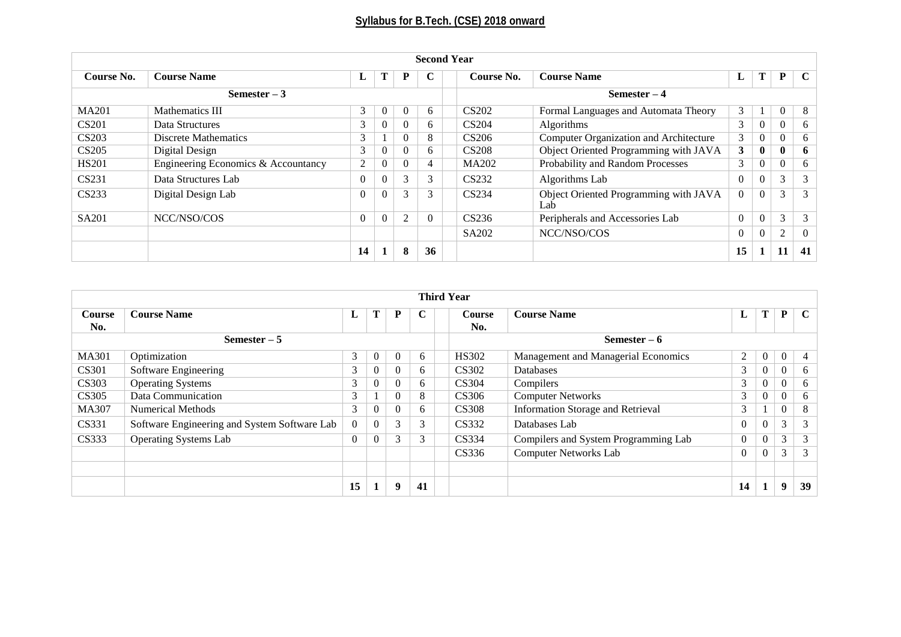## Syllabus for B.Tech. (CSE) 2018 onward

| Second Year | | | | | | | | | | | | |
|---|---|---|---|---|---|---|---|---|---|---|---|---|
| **Course No.** | **Course Name** | **L** | **T** | **P** | **C** | | **Course No.** | **Course Name** | **L** | **T** | **P** | **C** |
| **Semester – 3** | | | | | | | **Semester – 4** | | | | | |
| MA201 | Mathematics III | 3 | 0 | 0 | 6 | | CS202 | Formal Languages and Automata Theory | 3 | 1 | 0 | 8 |
| CS201 | Data Structures | 3 | 0 | 0 | 6 | | CS204 | Algorithms | 3 | 0 | 0 | 6 |
| CS203 | Discrete Mathematics | 3 | 1 | 0 | 8 | | CS206 | Computer Organization and Architecture | 3 | 0 | 0 | 6 |
| CS205 | Digital Design | 3 | 0 | 0 | 6 | | CS208 | Object Oriented Programming with JAVA | **3** | **0** | **0** | **6** |
| HS201 | Engineering Economics & Accountancy | 2 | 0 | 0 | 4 | | MA202 | Probability and Random Processes | 3 | 0 | 0 | 6 |
| CS231 | Data Structures Lab | 0 | 0 | 3 | 3 | | CS232 | Algorithms Lab | 0 | 0 | 3 | 3 |
| CS233 | Digital Design Lab | 0 | 0 | 3 | 3 | | CS234 | Object Oriented Programming with JAVA Lab | 0 | 0 | 3 | 3 |
| SA201 | NCC/NSO/COS | 0 | 0 | 2 | 0 | | CS236 | Peripherals and Accessories Lab | 0 | 0 | 3 | 3 |
| | | | | | | | SA202 | NCC/NSO/COS | 0 | 0 | 2 | 0 |
| | | **14** | **1** | **8** | **36** | | | | **15** | **1** | **11** | **41** |

| Third Year | | | | | | | | | | | | |
|---|---|---|---|---|---|---|---|---|---|---|---|---|
| **Course No.** | **Course Name** | **L** | **T** | **P** | **C** | | **Course No.** | **Course Name** | **L** | **T** | **P** | **C** |
| **Semester – 5** | | | | | | | **Semester – 6** | | | | | |
| MA301 | Optimization | 3 | 0 | 0 | 6 | | HS302 | Management and Managerial Economics | 2 | 0 | 0 | 4 |
| CS301 | Software Engineering | 3 | 0 | 0 | 6 | | CS302 | Databases | 3 | 0 | 0 | 6 |
| CS303 | Operating Systems | 3 | 0 | 0 | 6 | | CS304 | Compilers | 3 | 0 | 0 | 6 |
| CS305 | Data Communication | 3 | 1 | 0 | 8 | | CS306 | Computer Networks | 3 | 0 | 0 | 6 |
| MA307 | Numerical Methods | 3 | 0 | 0 | 6 | | CS308 | Information Storage and Retrieval | 3 | 1 | 0 | 8 |
| CS331 | Software Engineering and System Software Lab | 0 | 0 | 3 | 3 | | CS332 | Databases Lab | 0 | 0 | 3 | 3 |
| CS333 | Operating Systems Lab | 0 | 0 | 3 | 3 | | CS334 | Compilers and System Programming Lab | 0 | 0 | 3 | 3 |
| | | | | | | | CS336 | Computer Networks Lab | 0 | 0 | 3 | 3 |
| | | | | | | | | | | | | |
| | | **15** | **1** | **9** | **41** | | | | **14** | **1** | **9** | **39** |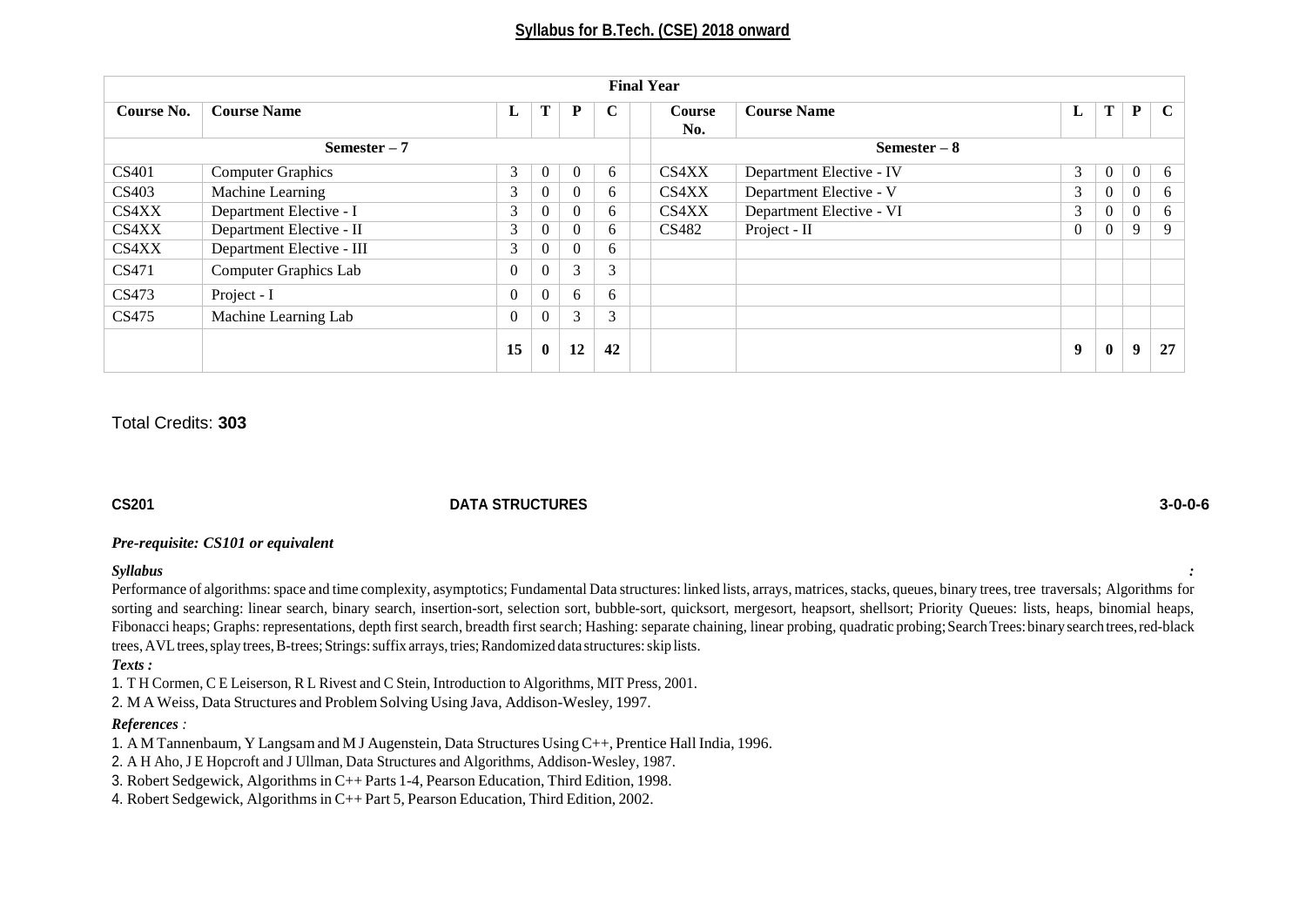## Syllabus for B.Tech. (CSE) 2018 onward

| Final Year | | | | | | | | | | | | |
|---|---|---|---|---|---|---|---|---|---|---|---|---|
| **Course No.** | **Course Name** | **L** | **T** | **P** | **C** | | **Course No.** | **Course Name** | **L** | **T** | **P** | **C** |
| **Semester – 7** | | | | | | | **Semester – 8** | | | | | |
| CS401 | Computer Graphics | 3 | 0 | 0 | 6 | | CS4XX | Department Elective - IV | 3 | 0 | 0 | 6 |
| CS403 | Machine Learning | 3 | 0 | 0 | 6 | | CS4XX | Department Elective - V | 3 | 0 | 0 | 6 |
| CS4XX | Department Elective - I | 3 | 0 | 0 | 6 | | CS4XX | Department Elective - VI | 3 | 0 | 0 | 6 |
| CS4XX | Department Elective - II | 3 | 0 | 0 | 6 | | CS482 | Project - II | 0 | 0 | 9 | 9 |
| CS4XX | Department Elective - III | 3 | 0 | 0 | 6 | | | | | | | |
| CS471 | Computer Graphics Lab | 0 | 0 | 3 | 3 | | | | | | | |
| CS473 | Project - I | 0 | 0 | 6 | 6 | | | | | | | |
| CS475 | Machine Learning Lab | 0 | 0 | 3 | 3 | | | | | | | |
| | | **15** | **0** | **12** | **42** | | | | **9** | **0** | **9** | **27** |

Total Credits: **303**

**CS201** **DATA STRUCTURES** **3-0-0-6**

***Pre-requisite: CS101 or equivalent***

***Syllabus*** **:**

Performance of algorithms: space and time complexity, asymptotics; Fundamental Data structures: linked lists, arrays, matrices, stacks, queues, binary trees, tree traversals; Algorithms for sorting and searching: linear search, binary search, insertion-sort, selection sort, bubble-sort, quicksort, mergesort, heapsort, shellsort; Priority Queues: lists, heaps, binomial heaps, Fibonacci heaps; Graphs: representations, depth first search, breadth first search; Hashing: separate chaining, linear probing, quadratic probing; Search Trees: binary search trees, red-black trees, AVL trees, splay trees, B-trees; Strings: suffix arrays, tries; Randomized data structures: skip lists.

***Texts :***

1. T H Cormen, C E Leiserson, R L Rivest and C Stein, Introduction to Algorithms, MIT Press, 2001.
2. M A Weiss, Data Structures and Problem Solving Using Java, Addison-Wesley, 1997.

***References :***

1. A M Tannenbaum, Y Langsam and M J Augenstein, Data Structures Using C++, Prentice Hall India, 1996.
2. A H Aho, J E Hopcroft and J Ullman, Data Structures and Algorithms, Addison-Wesley, 1987.
3. Robert Sedgewick, Algorithms in C++ Parts 1-4, Pearson Education, Third Edition, 1998.
4. Robert Sedgewick, Algorithms in C++ Part 5, Pearson Education, Third Edition, 2002.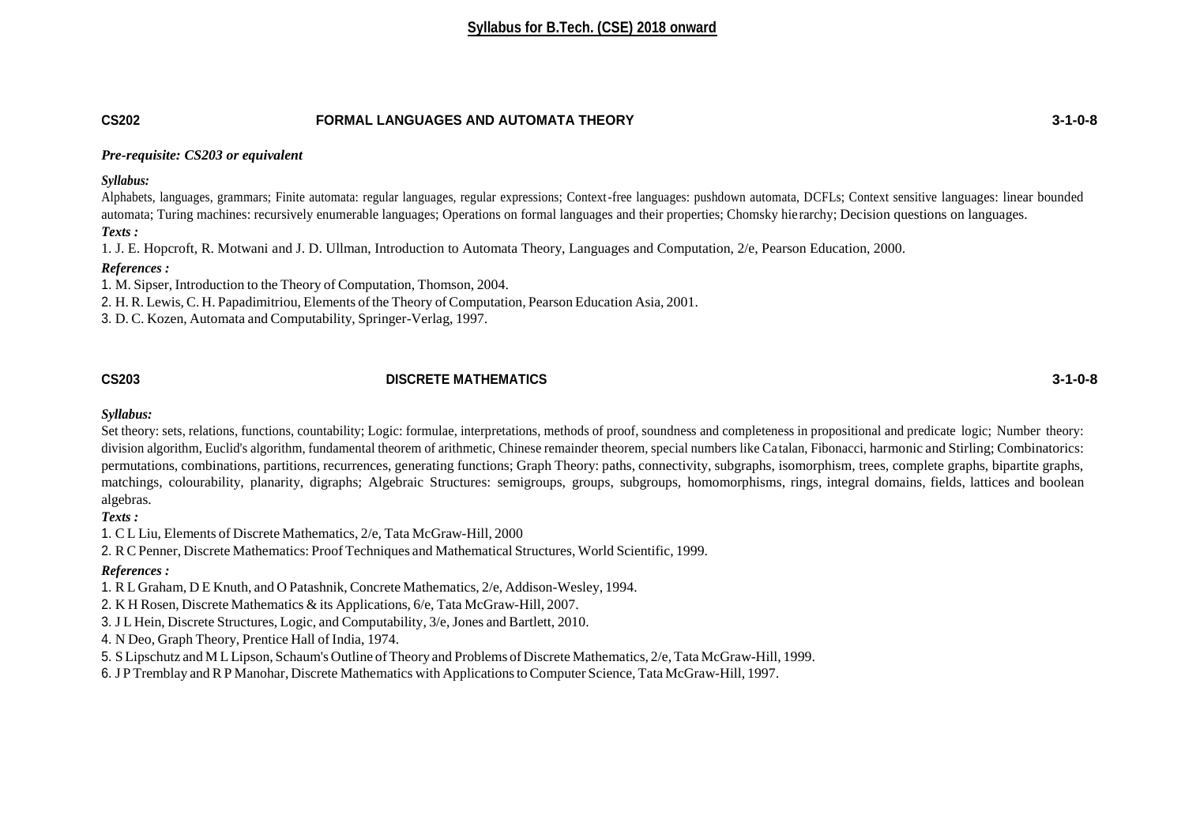## CS202 FORMAL LANGUAGES AND AUTOMATA THEORY 3-1-0-8

***Pre-requisite: CS203 or equivalent***

***Syllabus:***

Alphabets, languages, grammars; Finite automata: regular languages, regular expressions; Context-free languages: pushdown automata, DCFLs; Context sensitive languages: linear bounded automata; Turing machines: recursively enumerable languages; Operations on formal languages and their properties; Chomsky hierarchy; Decision questions on languages.

***Texts :***

1. J. E. Hopcroft, R. Motwani and J. D. Ullman, Introduction to Automata Theory, Languages and Computation, 2/e, Pearson Education, 2000.

***References :***

1. M. Sipser, Introduction to the Theory of Computation, Thomson, 2004.
2. H. R. Lewis, C. H. Papadimitriou, Elements of the Theory of Computation, Pearson Education Asia, 2001.
3. D. C. Kozen, Automata and Computability, Springer-Verlag, 1997.

## CS203 DISCRETE MATHEMATICS 3-1-0-8

***Syllabus:***

Set theory: sets, relations, functions, countability; Logic: formulae, interpretations, methods of proof, soundness and completeness in propositional and predicate logic; Number theory: division algorithm, Euclid's algorithm, fundamental theorem of arithmetic, Chinese remainder theorem, special numbers like Catalan, Fibonacci, harmonic and Stirling; Combinatorics: permutations, combinations, partitions, recurrences, generating functions; Graph Theory: paths, connectivity, subgraphs, isomorphism, trees, complete graphs, bipartite graphs, matchings, colourability, planarity, digraphs; Algebraic Structures: semigroups, groups, subgroups, homomorphisms, rings, integral domains, fields, lattices and boolean algebras.

***Texts :***

1. C L Liu, Elements of Discrete Mathematics, 2/e, Tata McGraw-Hill, 2000
2. R C Penner, Discrete Mathematics: Proof Techniques and Mathematical Structures, World Scientific, 1999.

***References :***

1. R L Graham, D E Knuth, and O Patashnik, Concrete Mathematics, 2/e, Addison-Wesley, 1994.
2. K H Rosen, Discrete Mathematics & its Applications, 6/e, Tata McGraw-Hill, 2007.
3. J L Hein, Discrete Structures, Logic, and Computability, 3/e, Jones and Bartlett, 2010.
4. N Deo, Graph Theory, Prentice Hall of India, 1974.
5. S Lipschutz and M L Lipson, Schaum's Outline of Theory and Problems of Discrete Mathematics, 2/e, Tata McGraw-Hill, 1999.
6. J P Tremblay and R P Manohar, Discrete Mathematics with Applications to Computer Science, Tata McGraw-Hill, 1997.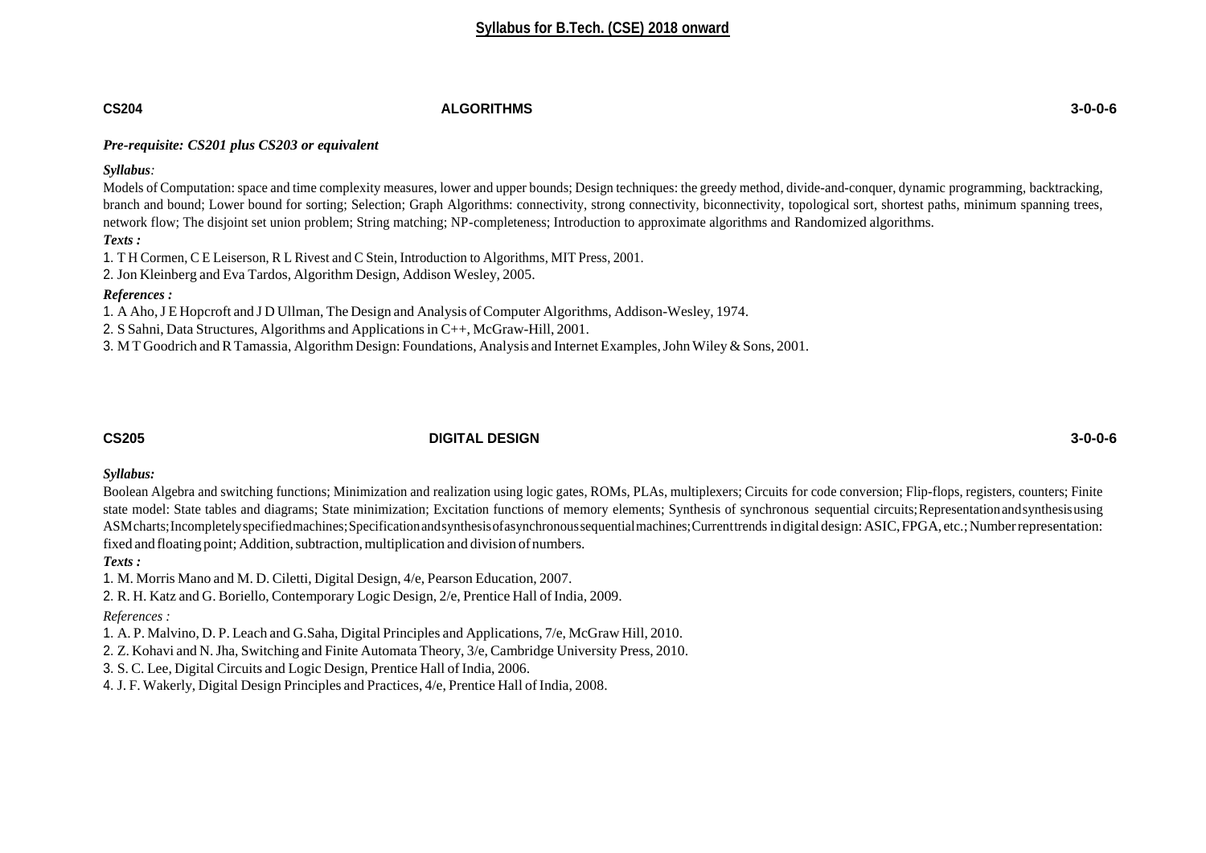## CS204 ALGORITHMS 3-0-0-6

***Pre-requisite: CS201 plus CS203 or equivalent***

***Syllabus**:*

Models of Computation: space and time complexity measures, lower and upper bounds; Design techniques: the greedy method, divide-and-conquer, dynamic programming, backtracking, branch and bound; Lower bound for sorting; Selection; Graph Algorithms: connectivity, strong connectivity, biconnectivity, topological sort, shortest paths, minimum spanning trees, network flow; The disjoint set union problem; String matching; NP-completeness; Introduction to approximate algorithms and Randomized algorithms.

***Texts :***

1. T H Cormen, C E Leiserson, R L Rivest and C Stein, Introduction to Algorithms, MIT Press, 2001.
2. Jon Kleinberg and Eva Tardos, Algorithm Design, Addison Wesley, 2005.

***References :***

1. A Aho, J E Hopcroft and J D Ullman, The Design and Analysis of Computer Algorithms, Addison-Wesley, 1974.
2. S Sahni, Data Structures, Algorithms and Applications in C++, McGraw-Hill, 2001.
3. M T Goodrich and R Tamassia, Algorithm Design: Foundations, Analysis and Internet Examples, John Wiley & Sons, 2001.

## CS205 DIGITAL DESIGN 3-0-0-6

***Syllabus:***

Boolean Algebra and switching functions; Minimization and realization using logic gates, ROMs, PLAs, multiplexers; Circuits for code conversion; Flip-flops, registers, counters; Finite state model: State tables and diagrams; State minimization; Excitation functions of memory elements; Synthesis of synchronous sequential circuits; Representation and synthesis using ASM charts; Incompletely specified machines; Specification and synthesis of asynchronous sequential machines; Current trends in digital design: ASIC, FPGA, etc.; Number representation: fixed and floating point; Addition, subtraction, multiplication and division of numbers.

***Texts :***

1. M. Morris Mano and M. D. Ciletti, Digital Design, 4/e, Pearson Education, 2007.
2. R. H. Katz and G. Boriello, Contemporary Logic Design, 2/e, Prentice Hall of India, 2009.

*References :*

1. A. P. Malvino, D. P. Leach and G.Saha, Digital Principles and Applications, 7/e, McGraw Hill, 2010.
2. Z. Kohavi and N. Jha, Switching and Finite Automata Theory, 3/e, Cambridge University Press, 2010.
3. S. C. Lee, Digital Circuits and Logic Design, Prentice Hall of India, 2006.
4. J. F. Wakerly, Digital Design Principles and Practices, 4/e, Prentice Hall of India, 2008.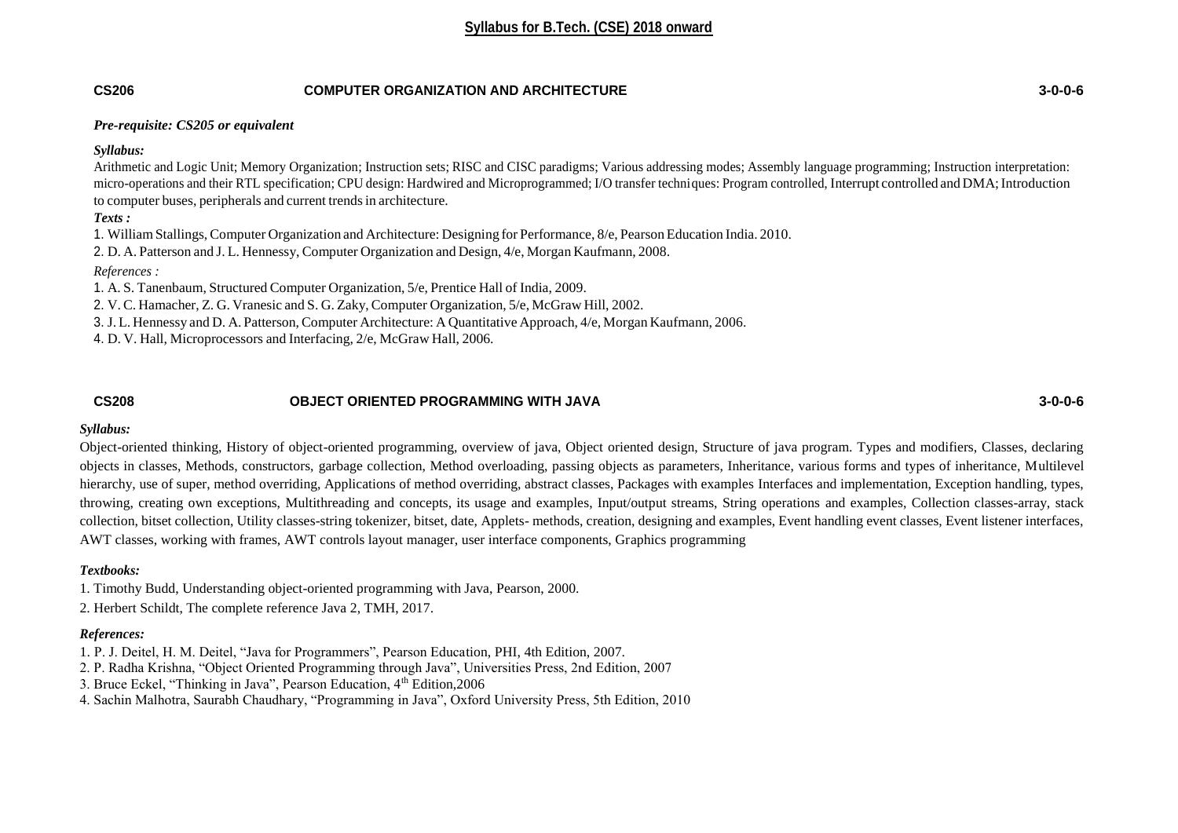## CS206 COMPUTER ORGANIZATION AND ARCHITECTURE 3-0-0-6

***Pre-requisite: CS205 or equivalent***

***Syllabus:***

Arithmetic and Logic Unit; Memory Organization; Instruction sets; RISC and CISC paradigms; Various addressing modes; Assembly language programming; Instruction interpretation: micro-operations and their RTL specification; CPU design: Hardwired and Microprogrammed; I/O transfer techniques: Program controlled, Interrupt controlled and DMA; Introduction to computer buses, peripherals and current trends in architecture.

***Texts :***

1. William Stallings, Computer Organization and Architecture: Designing for Performance, 8/e, Pearson Education India. 2010.
2. D. A. Patterson and J. L. Hennessy, Computer Organization and Design, 4/e, Morgan Kaufmann, 2008.

*References :*

1. A. S. Tanenbaum, Structured Computer Organization, 5/e, Prentice Hall of India, 2009.
2. V. C. Hamacher, Z. G. Vranesic and S. G. Zaky, Computer Organization, 5/e, McGraw Hill, 2002.
3. J. L. Hennessy and D. A. Patterson, Computer Architecture: A Quantitative Approach, 4/e, Morgan Kaufmann, 2006.
4. D. V. Hall, Microprocessors and Interfacing, 2/e, McGraw Hall, 2006.

## CS208 OBJECT ORIENTED PROGRAMMING WITH JAVA 3-0-0-6

***Syllabus:***

Object-oriented thinking, History of object-oriented programming, overview of java, Object oriented design, Structure of java program. Types and modifiers, Classes, declaring objects in classes, Methods, constructors, garbage collection, Method overloading, passing objects as parameters, Inheritance, various forms and types of inheritance, Multilevel hierarchy, use of super, method overriding, Applications of method overriding, abstract classes, Packages with examples Interfaces and implementation, Exception handling, types, throwing, creating own exceptions, Multithreading and concepts, its usage and examples, Input/output streams, String operations and examples, Collection classes-array, stack collection, bitset collection, Utility classes-string tokenizer, bitset, date, Applets- methods, creation, designing and examples, Event handling event classes, Event listener interfaces, AWT classes, working with frames, AWT controls layout manager, user interface components, Graphics programming

***Textbooks:***

1. Timothy Budd, Understanding object-oriented programming with Java, Pearson, 2000.
2. Herbert Schildt, The complete reference Java 2, TMH, 2017.

***References:***

1. P. J. Deitel, H. M. Deitel, "Java for Programmers", Pearson Education, PHI, 4th Edition, 2007.
2. P. Radha Krishna, "Object Oriented Programming through Java", Universities Press, 2nd Edition, 2007
3. Bruce Eckel, "Thinking in Java", Pearson Education, 4th Edition,2006
4. Sachin Malhotra, Saurabh Chaudhary, "Programming in Java", Oxford University Press, 5th Edition, 2010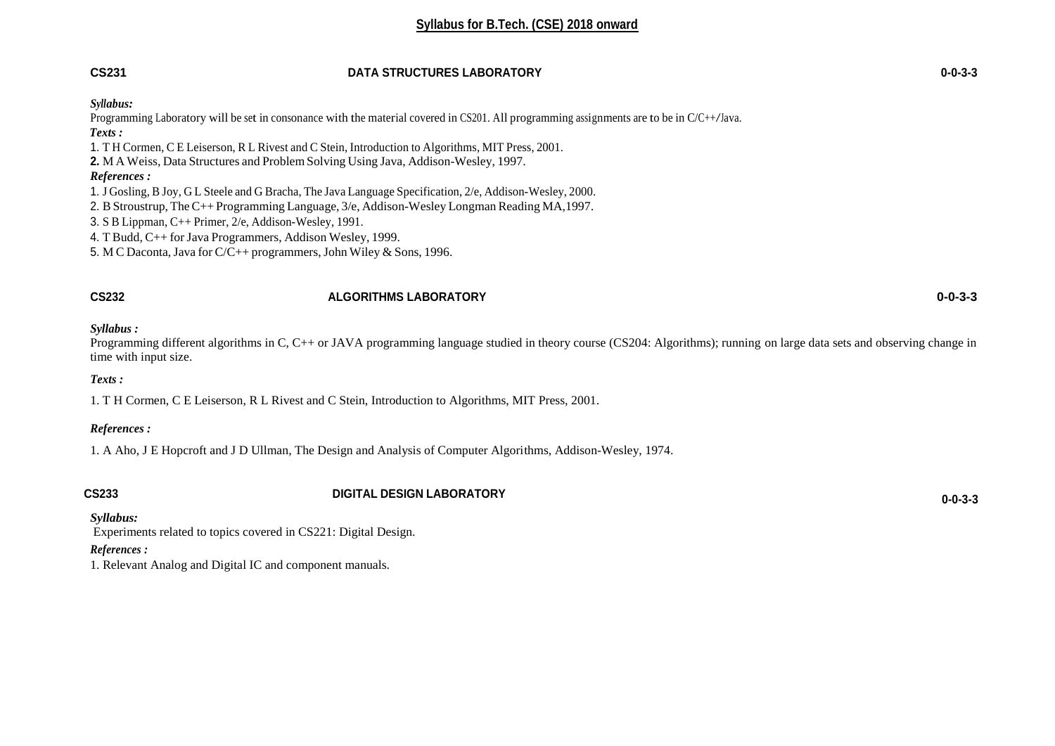# Syllabus for B.Tech. (CSE) 2018 onward

## CS231 DATA STRUCTURES LABORATORY 0-0-3-3

***Syllabus:***

Programming Laboratory will be set in consonance with the material covered in CS201. All programming assignments are to be in C/C++/Java.

***Texts :***

1. T H Cormen, C E Leiserson, R L Rivest and C Stein, Introduction to Algorithms, MIT Press, 2001.
2. M A Weiss, Data Structures and Problem Solving Using Java, Addison-Wesley, 1997.

***References :***

1. J Gosling, B Joy, G L Steele and G Bracha, The Java Language Specification, 2/e, Addison-Wesley, 2000.
2. B Stroustrup, The C++ Programming Language, 3/e, Addison-Wesley Longman Reading MA,1997.
3. S B Lippman, C++ Primer, 2/e, Addison-Wesley, 1991.
4. T Budd, C++ for Java Programmers, Addison Wesley, 1999.
5. M C Daconta, Java for C/C++ programmers, John Wiley & Sons, 1996.

## CS232 ALGORITHMS LABORATORY 0-0-3-3

***Syllabus :***

Programming different algorithms in C, C++ or JAVA programming language studied in theory course (CS204: Algorithms); running on large data sets and observing change in time with input size.

***Texts :***

1. T H Cormen, C E Leiserson, R L Rivest and C Stein, Introduction to Algorithms, MIT Press, 2001.

***References :***

1. A Aho, J E Hopcroft and J D Ullman, The Design and Analysis of Computer Algorithms, Addison-Wesley, 1974.

## CS233 DIGITAL DESIGN LABORATORY 0-0-3-3

***Syllabus:***

Experiments related to topics covered in CS221: Digital Design.

***References :***

1. Relevant Analog and Digital IC and component manuals.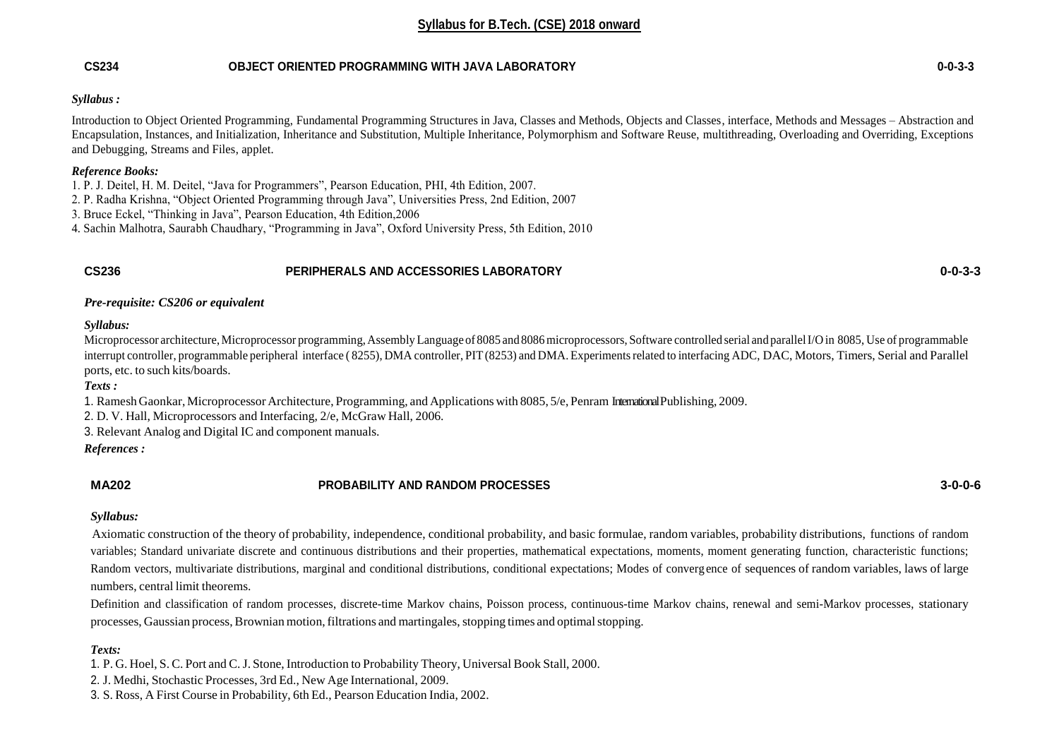# Syllabus for B.Tech. (CSE) 2018 onward

## CS234 OBJECT ORIENTED PROGRAMMING WITH JAVA LABORATORY 0-0-3-3

***Syllabus :***

Introduction to Object Oriented Programming, Fundamental Programming Structures in Java, Classes and Methods, Objects and Classes, interface, Methods and Messages – Abstraction and Encapsulation, Instances, and Initialization, Inheritance and Substitution, Multiple Inheritance, Polymorphism and Software Reuse, multithreading, Overloading and Overriding, Exceptions and Debugging, Streams and Files, applet.

***Reference Books:***

1. P. J. Deitel, H. M. Deitel, "Java for Programmers", Pearson Education, PHI, 4th Edition, 2007.
2. P. Radha Krishna, "Object Oriented Programming through Java", Universities Press, 2nd Edition, 2007
3. Bruce Eckel, "Thinking in Java", Pearson Education, 4th Edition,2006
4. Sachin Malhotra, Saurabh Chaudhary, "Programming in Java", Oxford University Press, 5th Edition, 2010

## CS236 PERIPHERALS AND ACCESSORIES LABORATORY 0-0-3-3

***Pre-requisite: CS206 or equivalent***

***Syllabus:***

Microprocessor architecture, Microprocessor programming, Assembly Language of 8085 and 8086 microprocessors, Software controlled serial and parallel I/O in 8085, Use of programmable interrupt controller, programmable peripheral interface ( 8255), DMA controller, PIT (8253) and DMA. Experiments related to interfacing ADC, DAC, Motors, Timers, Serial and Parallel ports, etc. to such kits/boards.

***Texts :***

1. Ramesh Gaonkar, Microprocessor Architecture, Programming, and Applications with 8085, 5/e, Penram International Publishing, 2009.
2. D. V. Hall, Microprocessors and Interfacing, 2/e, McGraw Hall, 2006.
3. Relevant Analog and Digital IC and component manuals.

***References :***

## MA202 PROBABILITY AND RANDOM PROCESSES 3-0-0-6

***Syllabus:***

Axiomatic construction of the theory of probability, independence, conditional probability, and basic formulae, random variables, probability distributions, functions of random variables; Standard univariate discrete and continuous distributions and their properties, mathematical expectations, moments, moment generating function, characteristic functions; Random vectors, multivariate distributions, marginal and conditional distributions, conditional expectations; Modes of convergence of sequences of random variables, laws of large numbers, central limit theorems.

Definition and classification of random processes, discrete-time Markov chains, Poisson process, continuous-time Markov chains, renewal and semi-Markov processes, stationary processes, Gaussian process, Brownian motion, filtrations and martingales, stopping times and optimal stopping.

***Texts:***

1. P. G. Hoel, S. C. Port and C. J. Stone, Introduction to Probability Theory, Universal Book Stall, 2000.
2. J. Medhi, Stochastic Processes, 3rd Ed., New Age International, 2009.
3. S. Ross, A First Course in Probability, 6th Ed., Pearson Education India, 2002.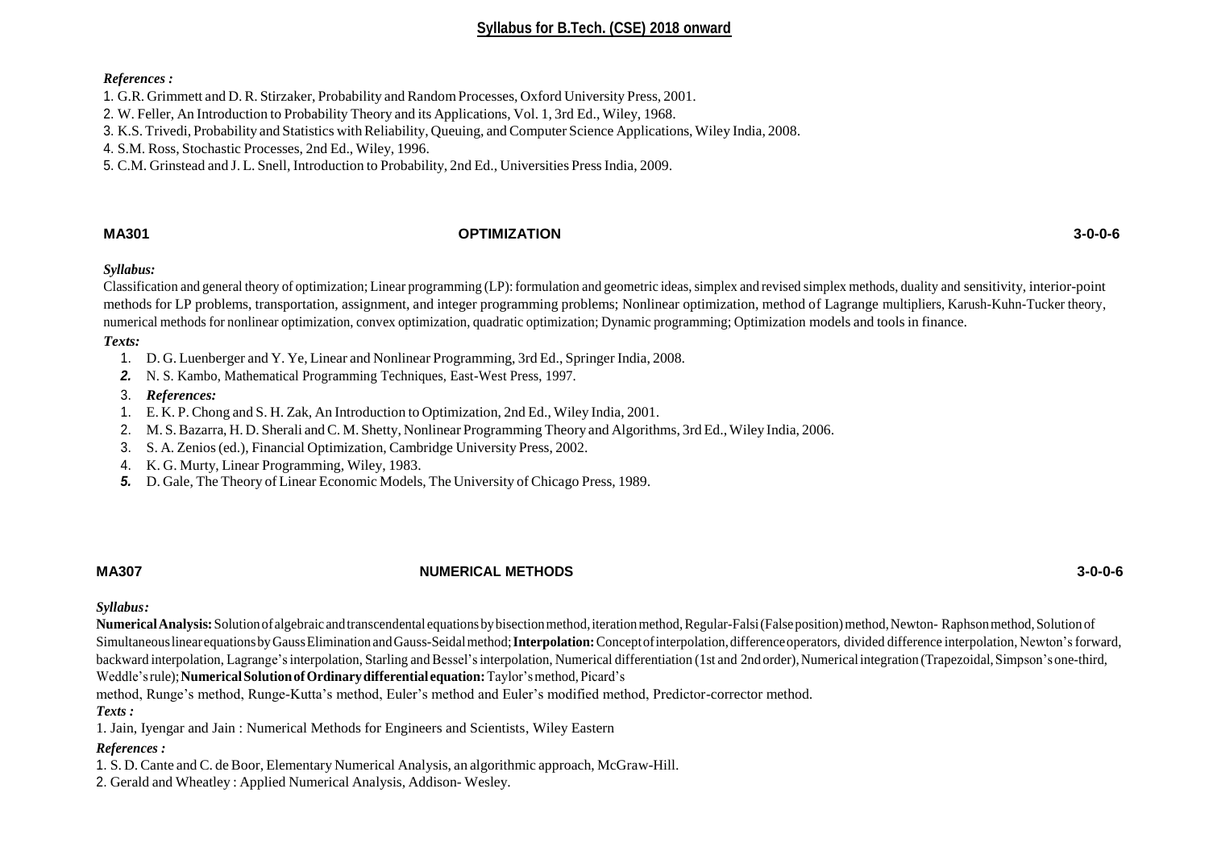*References :*

1. G.R. Grimmett and D. R. Stirzaker, Probability and Random Processes, Oxford University Press, 2001.
2. W. Feller, An Introduction to Probability Theory and its Applications, Vol. 1, 3rd Ed., Wiley, 1968.
3. K.S. Trivedi, Probability and Statistics with Reliability, Queuing, and Computer Science Applications, Wiley India, 2008.
4. S.M. Ross, Stochastic Processes, 2nd Ed., Wiley, 1996.
5. C.M. Grinstead and J. L. Snell, Introduction to Probability, 2nd Ed., Universities Press India, 2009.

## MA301 OPTIMIZATION 3-0-0-6

*Syllabus:*

Classification and general theory of optimization; Linear programming (LP): formulation and geometric ideas, simplex and revised simplex methods, duality and sensitivity, interior-point methods for LP problems, transportation, assignment, and integer programming problems; Nonlinear optimization, method of Lagrange multipliers, Karush-Kuhn-Tucker theory, numerical methods for nonlinear optimization, convex optimization, quadratic optimization; Dynamic programming; Optimization models and tools in finance.

*Texts:*

1. D. G. Luenberger and Y. Ye, Linear and Nonlinear Programming, 3rd Ed., Springer India, 2008.
2. N. S. Kambo, Mathematical Programming Techniques, East-West Press, 1997.
3. *References:*

1. E. K. P. Chong and S. H. Zak, An Introduction to Optimization, 2nd Ed., Wiley India, 2001.
2. M. S. Bazarra, H. D. Sherali and C. M. Shetty, Nonlinear Programming Theory and Algorithms, 3rd Ed., Wiley India, 2006.
3. S. A. Zenios (ed.), Financial Optimization, Cambridge University Press, 2002.
4. K. G. Murty, Linear Programming, Wiley, 1983.
5. D. Gale, The Theory of Linear Economic Models, The University of Chicago Press, 1989.

## MA307 NUMERICAL METHODS 3-0-0-6

*Syllabus:*

**Numerical Analysis:** Solution of algebraic and transcendental equations by bisection method, iteration method, Regular-Falsi (False position) method, Newton- Raphson method, Solution of Simultaneous linear equations by Gauss Elimination and Gauss-Seidal method; **Interpolation:** Concept of interpolation, difference operators, divided difference interpolation, Newton's forward, backward interpolation, Lagrange's interpolation, Starling and Bessel's interpolation, Numerical differentiation (1st and 2nd order), Numerical integration (Trapezoidal, Simpson's one-third, Weddle's rule); **Numerical Solution of Ordinary differential equation:** Taylor's method, Picard's method, Runge's method, Runge-Kutta's method, Euler's method and Euler's modified method, Predictor-corrector method.

*Texts :*

1. Jain, Iyengar and Jain : Numerical Methods for Engineers and Scientists, Wiley Eastern

*References :*

1. S. D. Cante and C. de Boor, Elementary Numerical Analysis, an algorithmic approach, McGraw-Hill.
2. Gerald and Wheatley : Applied Numerical Analysis, Addison- Wesley.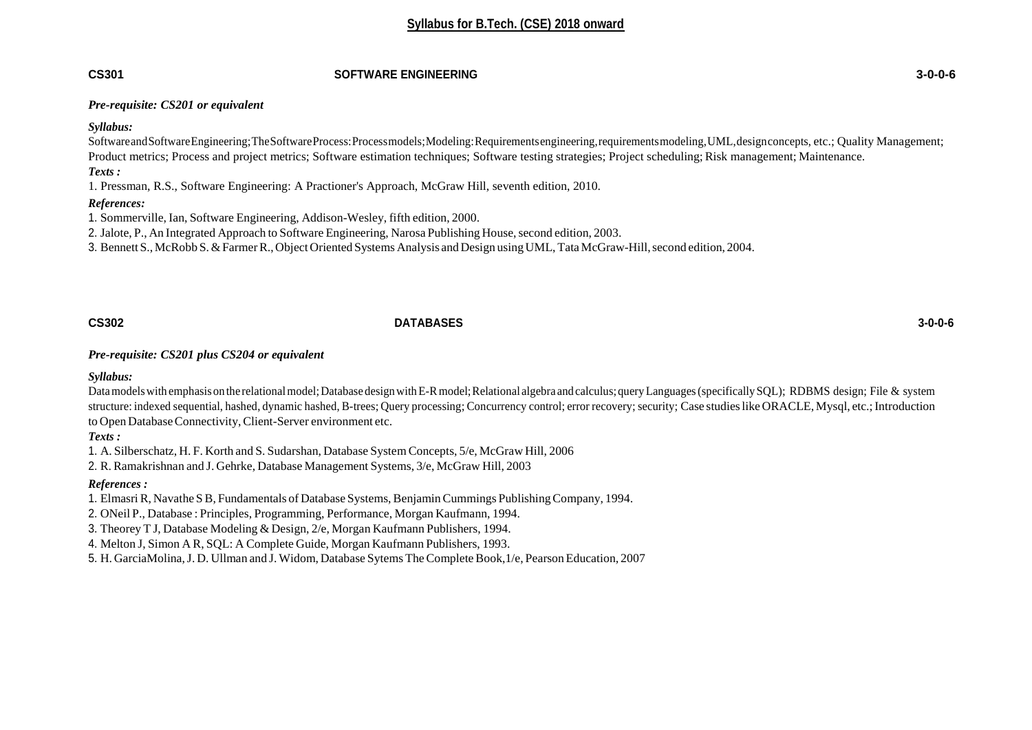**Syllabus for B.Tech. (CSE) 2018 onward**

**CS301 SOFTWARE ENGINEERING 3-0-0-6**

***Pre-requisite: CS201 or equivalent***

***Syllabus:***

Software and Software Engineering; The Software Process: Process models; Modeling: Requirements engineering, requirements modeling, UML, design concepts, etc.; Quality Management; Product metrics; Process and project metrics; Software estimation techniques; Software testing strategies; Project scheduling; Risk management; Maintenance.

***Texts :***

1. Pressman, R.S., Software Engineering: A Practioner's Approach, McGraw Hill, seventh edition, 2010.

***References:***

1. Sommerville, Ian, Software Engineering, Addison-Wesley, fifth edition, 2000.
2. Jalote, P., An Integrated Approach to Software Engineering, Narosa Publishing House, second edition, 2003.
3. Bennett S., McRobb S. & Farmer R., Object Oriented Systems Analysis and Design using UML, Tata McGraw-Hill, second edition, 2004.

**CS302 DATABASES 3-0-0-6**

***Pre-requisite: CS201 plus CS204 or equivalent***

***Syllabus:***

Data models with emphasis on the relational model; Database design with E-R model; Relational algebra and calculus; query Languages (specifically SQL); RDBMS design; File & system structure: indexed sequential, hashed, dynamic hashed, B-trees; Query processing; Concurrency control; error recovery; security; Case studies like ORACLE, Mysql, etc.; Introduction to Open Database Connectivity, Client-Server environment etc.

***Texts :***

1. A. Silberschatz, H. F. Korth and S. Sudarshan, Database System Concepts, 5/e, McGraw Hill, 2006
2. R. Ramakrishnan and J. Gehrke, Database Management Systems, 3/e, McGraw Hill, 2003

***References :***

1. Elmasri R, Navathe S B, Fundamentals of Database Systems, Benjamin Cummings Publishing Company, 1994.
2. ONeil P., Database : Principles, Programming, Performance, Morgan Kaufmann, 1994.
3. Theorey T J, Database Modeling & Design, 2/e, Morgan Kaufmann Publishers, 1994.
4. Melton J, Simon A R, SQL: A Complete Guide, Morgan Kaufmann Publishers, 1993.
5. H. GarciaMolina, J. D. Ullman and J. Widom, Database Sytems The Complete Book,1/e, Pearson Education, 2007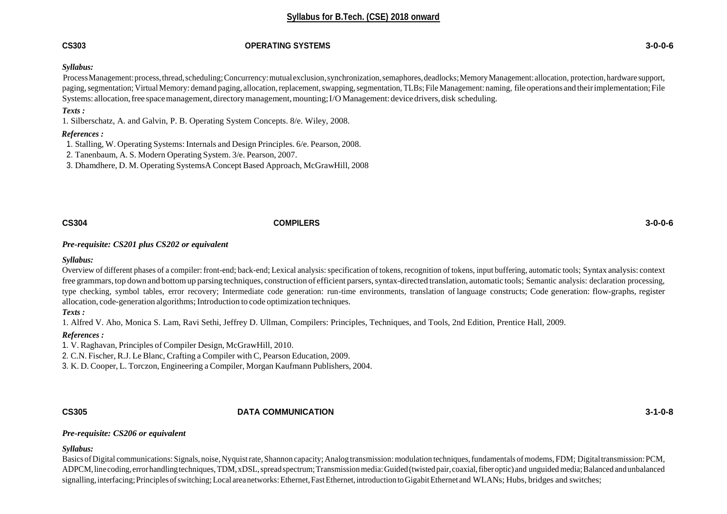## CS303 OPERATING SYSTEMS 3-0-0-6

***Syllabus:***

Process Management: process, thread, scheduling; Concurrency: mutual exclusion, synchronization, semaphores, deadlocks; Memory Management: allocation, protection, hardware support, paging, segmentation; Virtual Memory: demand paging, allocation, replacement, swapping, segmentation, TLBs; File Management: naming, file operations and their implementation; File Systems: allocation, free space management, directory management, mounting; I/O Management: device drivers, disk scheduling.

***Texts :***

1. Silberschatz, A. and Galvin, P. B. Operating System Concepts. 8/e. Wiley, 2008.

***References :***

1. Stalling, W. Operating Systems: Internals and Design Principles. 6/e. Pearson, 2008.
2. Tanenbaum, A. S. Modern Operating System. 3/e. Pearson, 2007.
3. Dhamdhere, D. M. Operating SystemsA Concept Based Approach, McGrawHill, 2008

## CS304 COMPILERS 3-0-0-6

***Pre-requisite: CS201 plus CS202 or equivalent***

***Syllabus:***

Overview of different phases of a compiler: front-end; back-end; Lexical analysis: specification of tokens, recognition of tokens, input buffering, automatic tools; Syntax analysis: context free grammars, top down and bottom up parsing techniques, construction of efficient parsers, syntax-directed translation, automatic tools; Semantic analysis: declaration processing, type checking, symbol tables, error recovery; Intermediate code generation: run-time environments, translation of language constructs; Code generation: flow-graphs, register allocation, code-generation algorithms; Introduction to code optimization techniques.

***Texts :***

1. Alfred V. Aho, Monica S. Lam, Ravi Sethi, Jeffrey D. Ullman, Compilers: Principles, Techniques, and Tools, 2nd Edition, Prentice Hall, 2009.

***References :***

1. V. Raghavan, Principles of Compiler Design, McGrawHill, 2010.
2. C.N. Fischer, R.J. Le Blanc, Crafting a Compiler with C, Pearson Education, 2009.
3. K. D. Cooper, L. Torczon, Engineering a Compiler, Morgan Kaufmann Publishers, 2004.

## CS305 DATA COMMUNICATION 3-1-0-8

***Pre-requisite: CS206 or equivalent***

***Syllabus:***

Basics of Digital communications: Signals, noise, Nyquist rate, Shannon capacity; Analog transmission: modulation techniques, fundamentals of modems, FDM; Digital transmission: PCM, ADPCM, line coding, error handling techniques, TDM, xDSL, spread spectrum; Transmission media: Guided (twisted pair, coaxial, fiber optic) and unguided media; Balanced and unbalanced signalling, interfacing; Principles of switching; Local area networks: Ethernet, Fast Ethernet, introduction to Gigabit Ethernet and WLANs; Hubs, bridges and switches;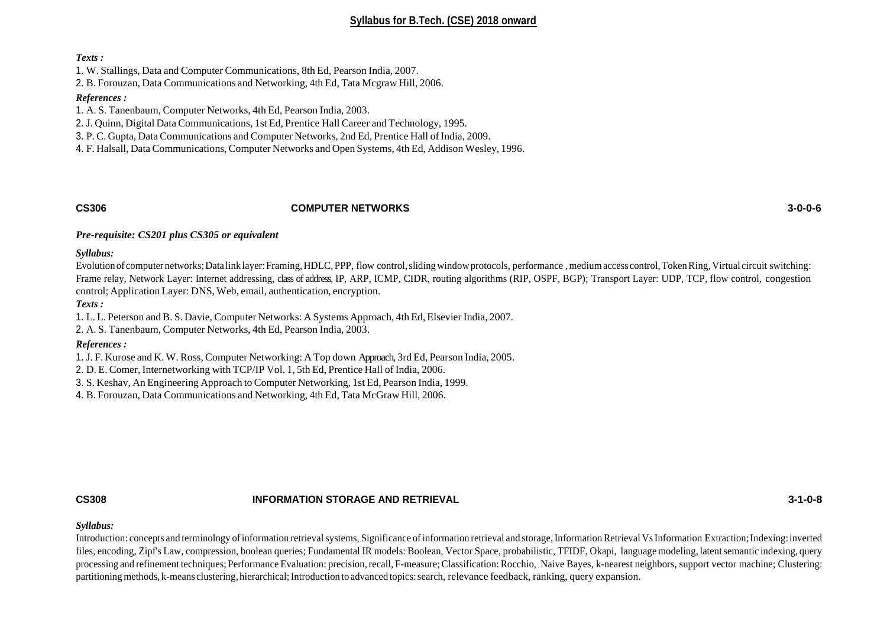*Texts :*

1. W. Stallings, Data and Computer Communications, 8th Ed, Pearson India, 2007.
2. B. Forouzan, Data Communications and Networking, 4th Ed, Tata Mcgraw Hill, 2006.

*References :*

1. A. S. Tanenbaum, Computer Networks, 4th Ed, Pearson India, 2003.
2. J. Quinn, Digital Data Communications, 1st Ed, Prentice Hall Career and Technology, 1995.
3. P. C. Gupta, Data Communications and Computer Networks, 2nd Ed, Prentice Hall of India, 2009.
4. F. Halsall, Data Communications, Computer Networks and Open Systems, 4th Ed, Addison Wesley, 1996.

**CS306 COMPUTER NETWORKS 3-0-0-6**

*Pre-requisite: CS201 plus CS305 or equivalent*

*Syllabus:*

Evolution of computer networks; Data link layer: Framing, HDLC, PPP, flow control, sliding window protocols, performance , medium access control, Token Ring, Virtual circuit switching: Frame relay, Network Layer: Internet addressing, class of address, IP, ARP, ICMP, CIDR, routing algorithms (RIP, OSPF, BGP); Transport Layer: UDP, TCP, flow control, congestion control; Application Layer: DNS, Web, email, authentication, encryption.

*Texts :*

1. L. L. Peterson and B. S. Davie, Computer Networks: A Systems Approach, 4th Ed, Elsevier India, 2007.
2. A. S. Tanenbaum, Computer Networks, 4th Ed, Pearson India, 2003.

*References :*

1. J. F. Kurose and K. W. Ross, Computer Networking: A Top down Approach, 3rd Ed, Pearson India, 2005.
2. D. E. Comer, Internetworking with TCP/IP Vol. 1, 5th Ed, Prentice Hall of India, 2006.
3. S. Keshav, An Engineering Approach to Computer Networking, 1st Ed, Pearson India, 1999.
4. B. Forouzan, Data Communications and Networking, 4th Ed, Tata McGraw Hill, 2006.

**CS308 INFORMATION STORAGE AND RETRIEVAL 3-1-0-8**

*Syllabus:*

Introduction: concepts and terminology of information retrieval systems, Significance of information retrieval and storage, Information Retrieval Vs Information Extraction; Indexing: inverted files, encoding, Zipf's Law, compression, boolean queries; Fundamental IR models: Boolean, Vector Space, probabilistic, TFIDF, Okapi, language modeling, latent semantic indexing, query processing and refinement techniques; Performance Evaluation: precision, recall, F-measure; Classification: Rocchio, Naive Bayes, k-nearest neighbors, support vector machine; Clustering: partitioning methods, k-means clustering, hierarchical; Introduction to advanced topics: search, relevance feedback, ranking, query expansion.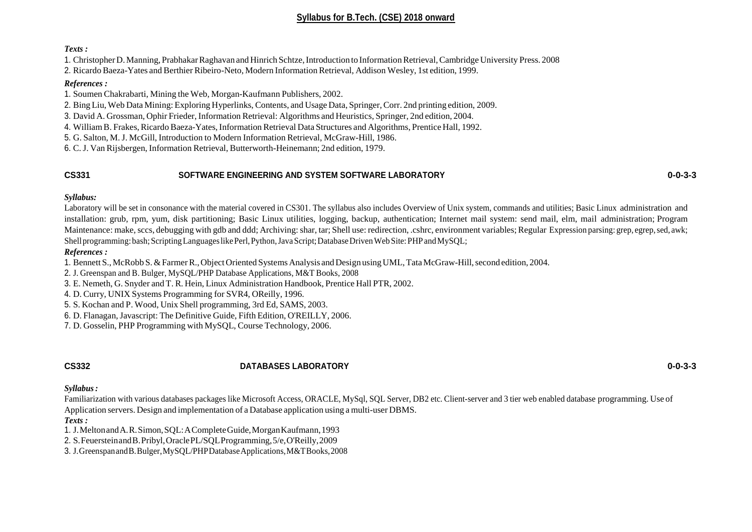*Texts :*

1. Christopher D. Manning, Prabhakar Raghavan and Hinrich Schtze, Introduction to Information Retrieval, Cambridge University Press. 2008
2. Ricardo Baeza-Yates and Berthier Ribeiro-Neto, Modern Information Retrieval, Addison Wesley, 1st edition, 1999.

*References :*

1. Soumen Chakrabarti, Mining the Web, Morgan-Kaufmann Publishers, 2002.
2. Bing Liu, Web Data Mining: Exploring Hyperlinks, Contents, and Usage Data, Springer, Corr. 2nd printing edition, 2009.
3. David A. Grossman, Ophir Frieder, Information Retrieval: Algorithms and Heuristics, Springer, 2nd edition, 2004.
4. William B. Frakes, Ricardo Baeza-Yates, Information Retrieval Data Structures and Algorithms, Prentice Hall, 1992.
5. G. Salton, M. J. McGill, Introduction to Modern Information Retrieval, McGraw-Hill, 1986.
6. C. J. Van Rijsbergen, Information Retrieval, Butterworth-Heinemann; 2nd edition, 1979.

## CS331 SOFTWARE ENGINEERING AND SYSTEM SOFTWARE LABORATORY 0-0-3-3

*Syllabus:*

Laboratory will be set in consonance with the material covered in CS301. The syllabus also includes Overview of Unix system, commands and utilities; Basic Linux administration and installation: grub, rpm, yum, disk partitioning; Basic Linux utilities, logging, backup, authentication; Internet mail system: send mail, elm, mail administration; Program Maintenance: make, sccs, debugging with gdb and ddd; Archiving: shar, tar; Shell use: redirection, .cshrc, environment variables; Regular Expression parsing: grep, egrep, sed, awk; Shell programming: bash; Scripting Languages like Perl, Python, Java Script; Database Driven Web Site: PHP and MySQL;

*References :*

1. Bennett S., McRobb S. & Farmer R., Object Oriented Systems Analysis and Design using UML, Tata McGraw-Hill, second edition, 2004.
2. J. Greenspan and B. Bulger, MySQL/PHP Database Applications, M&T Books, 2008
3. E. Nemeth, G. Snyder and T. R. Hein, Linux Administration Handbook, Prentice Hall PTR, 2002.
4. D. Curry, UNIX Systems Programming for SVR4, OReilly, 1996.
5. S. Kochan and P. Wood, Unix Shell programming, 3rd Ed, SAMS, 2003.
6. D. Flanagan, Javascript: The Definitive Guide, Fifth Edition, O'REILLY, 2006.
7. D. Gosselin, PHP Programming with MySQL, Course Technology, 2006.

## CS332 DATABASES LABORATORY 0-0-3-3

*Syllabus :*

Familiarization with various databases packages like Microsoft Access, ORACLE, MySql, SQL Server, DB2 etc. Client-server and 3 tier web enabled database programming. Use of Application servers. Design and implementation of a Database application using a multi-user DBMS.

*Texts :*

1. J. Melton and A. R. Simon, SQL: A Complete Guide, Morgan Kaufmann, 1993
2. S. Feuerstein and B. Pribyl, Oracle PL/SQL Programming, 5/e, O'Reilly, 2009
3. J. Greenspan and B. Bulger, MySQL/PHP Database Applications, M&T Books, 2008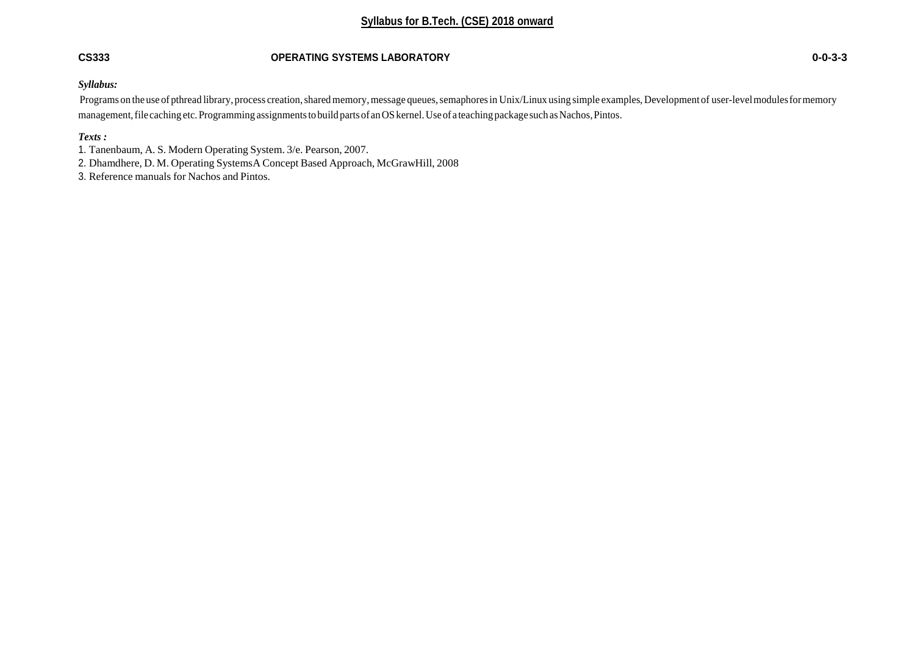**Syllabus for B.Tech. (CSE) 2018 onward**

**CS333** **OPERATING SYSTEMS LABORATORY** **0-0-3-3**

***Syllabus:***

Programs on the use of pthread library, process creation, shared memory, message queues, semaphores in Unix/Linux using simple examples, Development of user-level modules for memory management, file caching etc. Programming assignments to build parts of an OS kernel. Use of a teaching package such as Nachos, Pintos.

***Texts :***

1. Tanenbaum, A. S. Modern Operating System. 3/e. Pearson, 2007.
2. Dhamdhere, D. M. Operating SystemsA Concept Based Approach, McGrawHill, 2008
3. Reference manuals for Nachos and Pintos.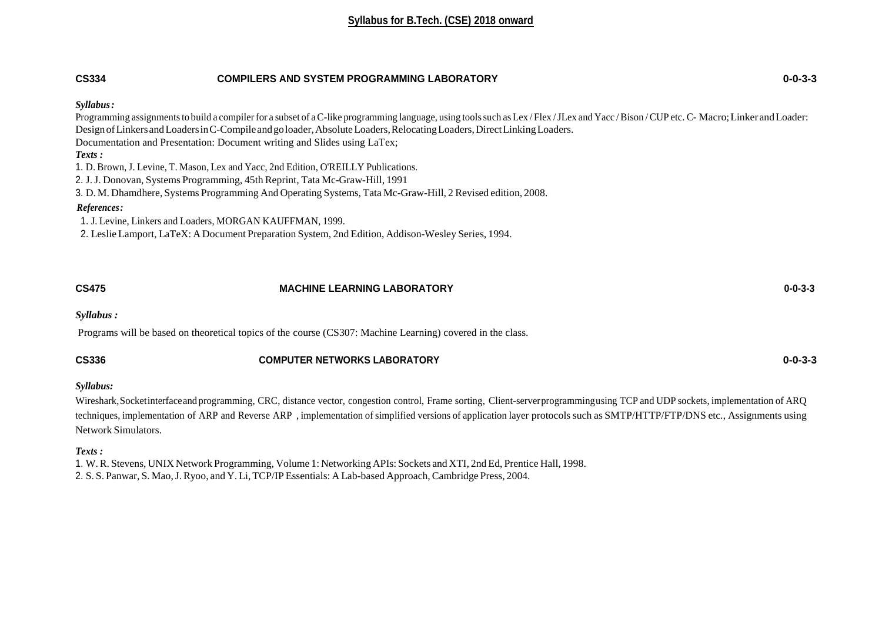## CS334 COMPILERS AND SYSTEM PROGRAMMING LABORATORY 0-0-3-3

***Syllabus:***

Programming assignments to build a compiler for a subset of a C-like programming language, using tools such as Lex / Flex / JLex and Yacc / Bison / CUP etc. C- Macro; Linker and Loader: Design of Linkers and Loaders in C-Compile and go loader, Absolute Loaders, Relocating Loaders, Direct Linking Loaders.

Documentation and Presentation: Document writing and Slides using LaTex;

***Texts :***

1. D. Brown, J. Levine, T. Mason, Lex and Yacc, 2nd Edition, O'REILLY Publications.
2. J. J. Donovan, Systems Programming, 45th Reprint, Tata Mc-Graw-Hill, 1991
3. D. M. Dhamdhere, Systems Programming And Operating Systems, Tata Mc-Graw-Hill, 2 Revised edition, 2008.

***References:***

1. J. Levine, Linkers and Loaders, MORGAN KAUFFMAN, 1999.
2. Leslie Lamport, LaTeX: A Document Preparation System, 2nd Edition, Addison-Wesley Series, 1994.

## CS475 MACHINE LEARNING LABORATORY 0-0-3-3

***Syllabus :***

Programs will be based on theoretical topics of the course (CS307: Machine Learning) covered in the class.

## CS336 COMPUTER NETWORKS LABORATORY 0-0-3-3

***Syllabus:***

Wireshark, Socket interface and programming, CRC, distance vector, congestion control, Frame sorting, Client-server programming using TCP and UDP sockets, implementation of ARQ techniques, implementation of ARP and Reverse ARP , implementation of simplified versions of application layer protocols such as SMTP/HTTP/FTP/DNS etc., Assignments using Network Simulators.

***Texts :***

1. W. R. Stevens, UNIX Network Programming, Volume 1: Networking APIs: Sockets and XTI, 2nd Ed, Prentice Hall, 1998.
2. S. S. Panwar, S. Mao, J. Ryoo, and Y. Li, TCP/IP Essentials: A Lab-based Approach, Cambridge Press, 2004.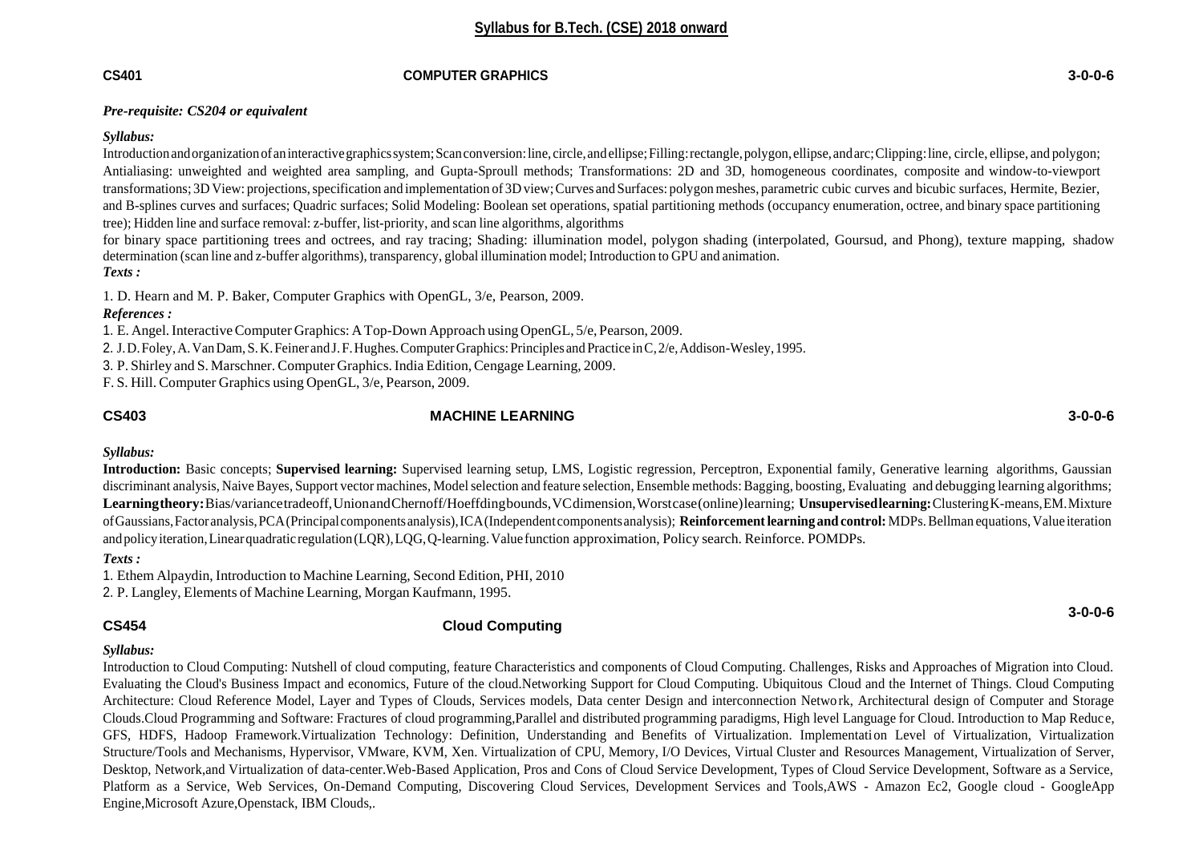## Syllabus for B.Tech. (CSE) 2018 onward

**CS401** **COMPUTER GRAPHICS** **3-0-0-6**

***Pre-requisite: CS204 or equivalent***

***Syllabus:***

Introduction and organization of an interactive graphics system; Scan conversion: line, circle, and ellipse; Filling: rectangle, polygon, ellipse, and arc; Clipping: line, circle, ellipse, and polygon; Antialiasing: unweighted and weighted area sampling, and Gupta-Sproull methods; Transformations: 2D and 3D, homogeneous coordinates, composite and window-to-viewport transformations; 3D View: projections, specification and implementation of 3D view; Curves and Surfaces: polygon meshes, parametric cubic curves and bicubic surfaces, Hermite, Bezier, and B-splines curves and surfaces; Quadric surfaces; Solid Modeling: Boolean set operations, spatial partitioning methods (occupancy enumeration, octree, and binary space partitioning tree); Hidden line and surface removal: z-buffer, list-priority, and scan line algorithms, algorithms

for binary space partitioning trees and octrees, and ray tracing; Shading: illumination model, polygon shading (interpolated, Goursud, and Phong), texture mapping, shadow determination (scan line and z-buffer algorithms), transparency, global illumination model; Introduction to GPU and animation.

***Texts :***

1. D. Hearn and M. P. Baker, Computer Graphics with OpenGL, 3/e, Pearson, 2009.

***References :***

1. E. Angel. Interactive Computer Graphics: A Top-Down Approach using OpenGL, 5/e, Pearson, 2009.
2. J. D. Foley, A. Van Dam, S. K. Feiner and J. F. Hughes. Computer Graphics: Principles and Practice in C, 2/e, Addison-Wesley, 1995.
3. P. Shirley and S. Marschner. Computer Graphics. India Edition, Cengage Learning, 2009.

F. S. Hill. Computer Graphics using OpenGL, 3/e, Pearson, 2009.

**CS403** **MACHINE LEARNING** **3-0-0-6**

***Syllabus:***

**Introduction:** Basic concepts; **Supervised learning:** Supervised learning setup, LMS, Logistic regression, Perceptron, Exponential family, Generative learning algorithms, Gaussian discriminant analysis, Naive Bayes, Support vector machines, Model selection and feature selection, Ensemble methods: Bagging, boosting, Evaluating and debugging learning algorithms; **Learning theory:** Bias/variance tradeoff, Union and Chernoff/Hoeffding bounds, VC dimension, Worst case (online) learning; **Unsupervised learning:** Clustering K-means, EM. Mixture of Gaussians, Factor analysis, PCA (Principal components analysis), ICA (Independent components analysis); **Reinforcement learning and control:** MDPs. Bellman equations, Value iteration and policy iteration, Linear quadratic regulation (LQR), LQG, Q-learning. Value function approximation, Policy search. Reinforce. POMDPs.

***Texts :***

1. Ethem Alpaydin, Introduction to Machine Learning, Second Edition, PHI, 2010
2. P. Langley, Elements of Machine Learning, Morgan Kaufmann, 1995.

**CS454** **Cloud Computing** **3-0-0-6**

***Syllabus:***

Introduction to Cloud Computing: Nutshell of cloud computing, feature Characteristics and components of Cloud Computing. Challenges, Risks and Approaches of Migration into Cloud. Evaluating the Cloud's Business Impact and economics, Future of the cloud.Networking Support for Cloud Computing. Ubiquitous Cloud and the Internet of Things. Cloud Computing Architecture: Cloud Reference Model, Layer and Types of Clouds, Services models, Data center Design and interconnection Network, Architectural design of Computer and Storage Clouds.Cloud Programming and Software: Fractures of cloud programming,Parallel and distributed programming paradigms, High level Language for Cloud. Introduction to Map Reduce, GFS, HDFS, Hadoop Framework.Virtualization Technology: Definition, Understanding and Benefits of Virtualization. Implementation Level of Virtualization, Virtualization Structure/Tools and Mechanisms, Hypervisor, VMware, KVM, Xen. Virtualization of CPU, Memory, I/O Devices, Virtual Cluster and Resources Management, Virtualization of Server, Desktop, Network,and Virtualization of data-center.Web-Based Application, Pros and Cons of Cloud Service Development, Types of Cloud Service Development, Software as a Service, Platform as a Service, Web Services, On-Demand Computing, Discovering Cloud Services, Development Services and Tools,AWS - Amazon Ec2, Google cloud - GoogleApp Engine,Microsoft Azure,Openstack, IBM Clouds,.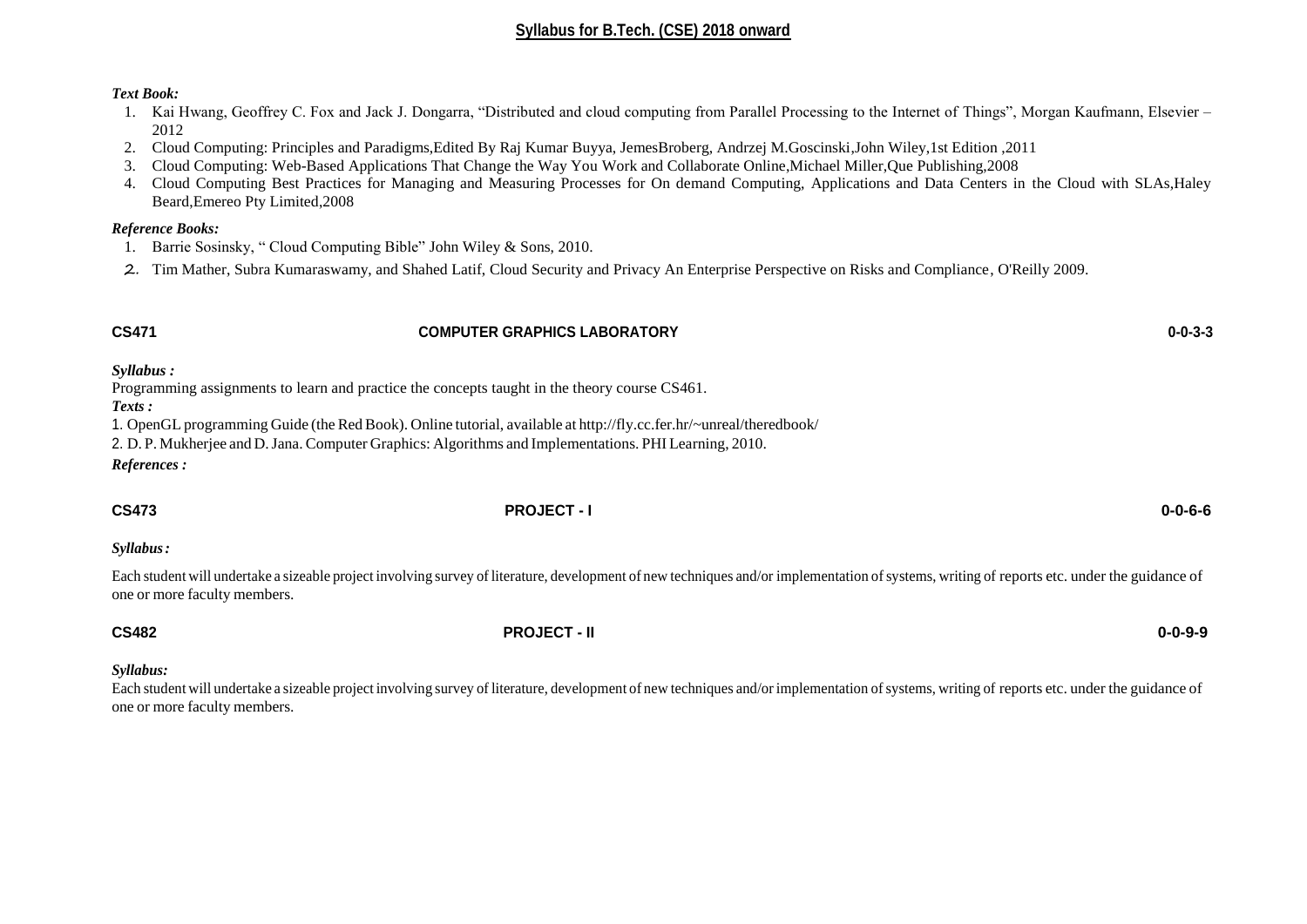*Text Book:*

1. Kai Hwang, Geoffrey C. Fox and Jack J. Dongarra, "Distributed and cloud computing from Parallel Processing to the Internet of Things", Morgan Kaufmann, Elsevier – 2012
2. Cloud Computing: Principles and Paradigms,Edited By Raj Kumar Buyya, JemesBroberg, Andrzej M.Goscinski,John Wiley,1st Edition ,2011
3. Cloud Computing: Web-Based Applications That Change the Way You Work and Collaborate Online,Michael Miller,Que Publishing,2008
4. Cloud Computing Best Practices for Managing and Measuring Processes for On demand Computing, Applications and Data Centers in the Cloud with SLAs,Haley Beard,Emereo Pty Limited,2008

*Reference Books:*

1. Barrie Sosinsky, " Cloud Computing Bible" John Wiley & Sons, 2010.
2. Tim Mather, Subra Kumaraswamy, and Shahed Latif, Cloud Security and Privacy An Enterprise Perspective on Risks and Compliance, O'Reilly 2009.

**CS471 COMPUTER GRAPHICS LABORATORY 0-0-3-3**

*Syllabus :*

Programming assignments to learn and practice the concepts taught in the theory course CS461.

*Texts :*

1. OpenGL programming Guide (the Red Book). Online tutorial, available at http://fly.cc.fer.hr/~unreal/theredbook/
2. D. P. Mukherjee and D. Jana. Computer Graphics: Algorithms and Implementations. PHI Learning, 2010.

*References :*

**CS473 PROJECT - I 0-0-6-6**

*Syllabus:*

Each student will undertake a sizeable project involving survey of literature, development of new techniques and/or implementation of systems, writing of reports etc. under the guidance of one or more faculty members.

**CS482 PROJECT - II 0-0-9-9**

*Syllabus:*

Each student will undertake a sizeable project involving survey of literature, development of new techniques and/or implementation of systems, writing of reports etc. under the guidance of one or more faculty members.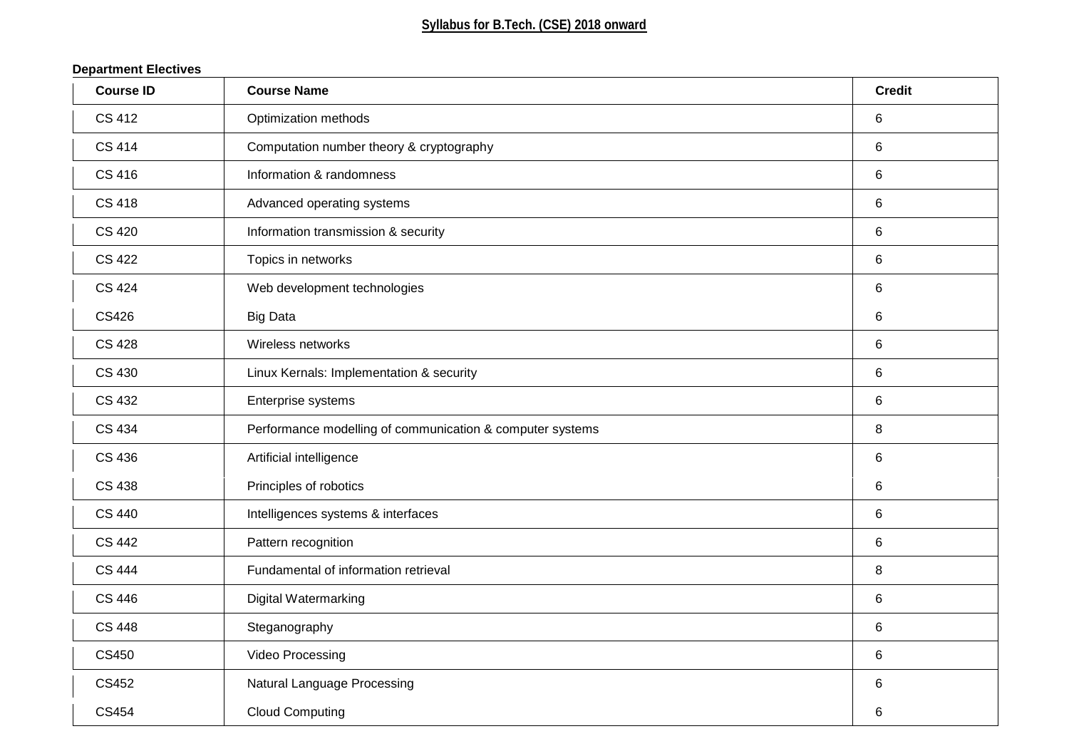**Syllabus for B.Tech. (CSE) 2018 onward**

**Department Electives**

| Course ID | Course Name | Credit |
|---|---|---|
| CS 412 | Optimization methods | 6 |
| CS 414 | Computation number theory & cryptography | 6 |
| CS 416 | Information & randomness | 6 |
| CS 418 | Advanced operating systems | 6 |
| CS 420 | Information transmission & security | 6 |
| CS 422 | Topics in networks | 6 |
| CS 424 | Web development technologies | 6 |
| CS426 | Big Data | 6 |
| CS 428 | Wireless networks | 6 |
| CS 430 | Linux Kernals: Implementation & security | 6 |
| CS 432 | Enterprise systems | 6 |
| CS 434 | Performance modelling of communication & computer systems | 8 |
| CS 436 | Artificial intelligence | 6 |
| CS 438 | Principles of robotics | 6 |
| CS 440 | Intelligences systems & interfaces | 6 |
| CS 442 | Pattern recognition | 6 |
| CS 444 | Fundamental of information retrieval | 8 |
| CS 446 | Digital Watermarking | 6 |
| CS 448 | Steganography | 6 |
| CS450 | Video Processing | 6 |
| CS452 | Natural Language Processing | 6 |
| CS454 | Cloud Computing | 6 |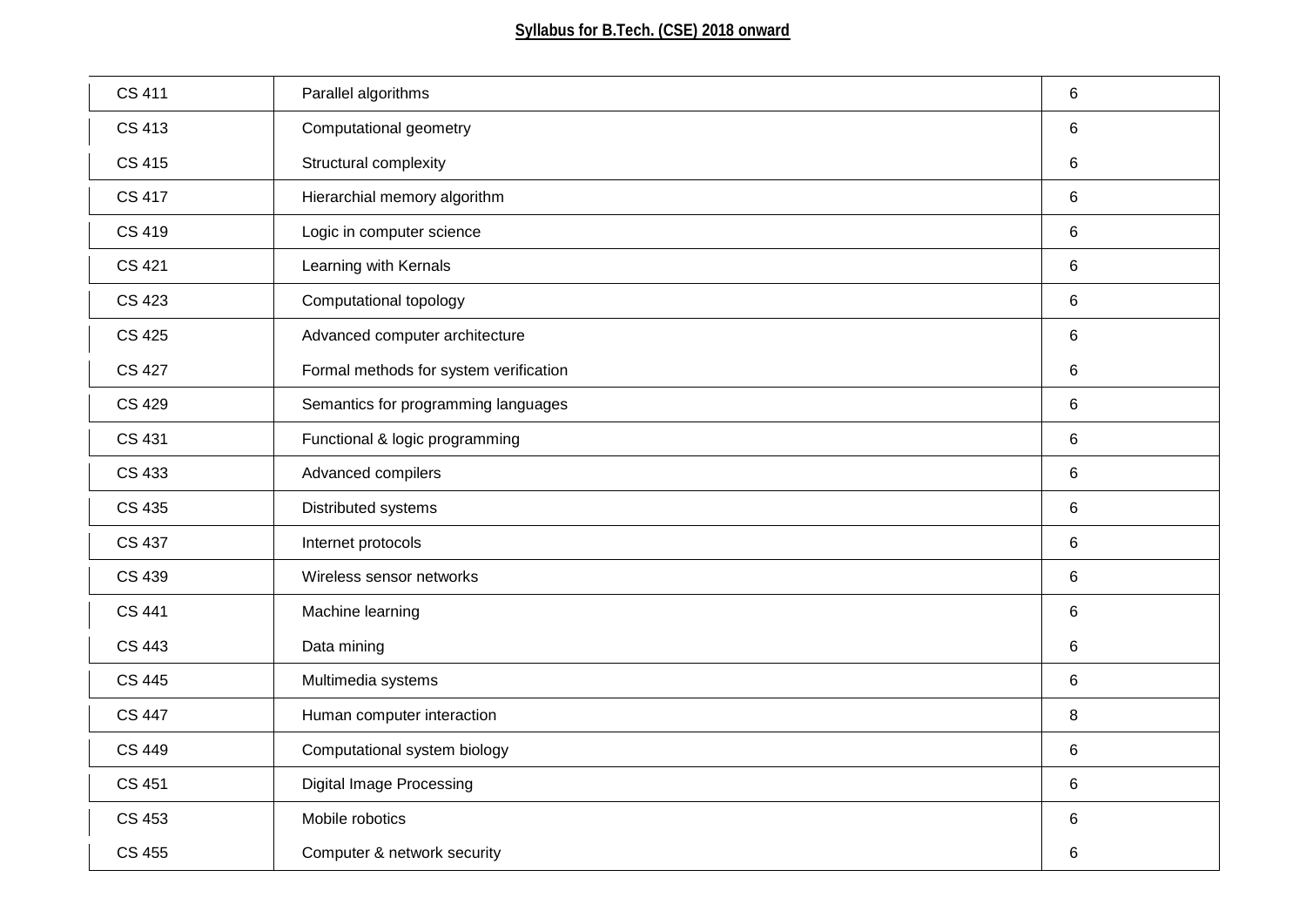**Syllabus for B.Tech. (CSE) 2018 onward**

| | | |
|---|---|---|
| CS 411 | Parallel algorithms | 6 |
| CS 413 | Computational geometry | 6 |
| CS 415 | Structural complexity | 6 |
| CS 417 | Hierarchial memory algorithm | 6 |
| CS 419 | Logic in computer science | 6 |
| CS 421 | Learning with Kernals | 6 |
| CS 423 | Computational topology | 6 |
| CS 425 | Advanced computer architecture | 6 |
| CS 427 | Formal methods for system verification | 6 |
| CS 429 | Semantics for programming languages | 6 |
| CS 431 | Functional & logic programming | 6 |
| CS 433 | Advanced compilers | 6 |
| CS 435 | Distributed systems | 6 |
| CS 437 | Internet protocols | 6 |
| CS 439 | Wireless sensor networks | 6 |
| CS 441 | Machine learning | 6 |
| CS 443 | Data mining | 6 |
| CS 445 | Multimedia systems | 6 |
| CS 447 | Human computer interaction | 8 |
| CS 449 | Computational system biology | 6 |
| CS 451 | Digital Image Processing | 6 |
| CS 453 | Mobile robotics | 6 |
| CS 455 | Computer & network security | 6 |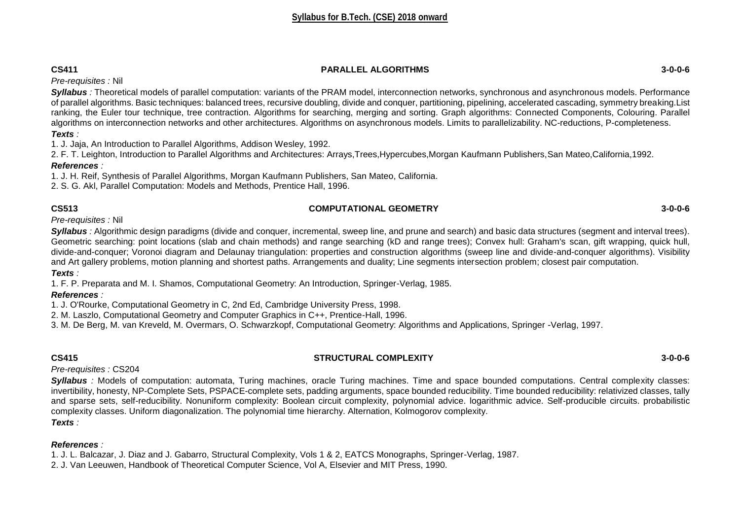### CS411 PARALLEL ALGORITHMS 3-0-0-6

*Pre-requisites :* Nil

***Syllabus*** *:* Theoretical models of parallel computation: variants of the PRAM model, interconnection networks, synchronous and asynchronous models. Performance of parallel algorithms. Basic techniques: balanced trees, recursive doubling, divide and conquer, partitioning, pipelining, accelerated cascading, symmetry breaking.List ranking, the Euler tour technique, tree contraction. Algorithms for searching, merging and sorting. Graph algorithms: Connected Components, Colouring. Parallel algorithms on interconnection networks and other architectures. Algorithms on asynchronous models. Limits to parallelizability. NC-reductions, P-completeness.

***Texts*** *:*

1. J. Jaja, An Introduction to Parallel Algorithms, Addison Wesley, 1992.
2. F. T. Leighton, Introduction to Parallel Algorithms and Architectures: Arrays,Trees,Hypercubes,Morgan Kaufmann Publishers,San Mateo,California,1992.

***References*** *:*

1. J. H. Reif, Synthesis of Parallel Algorithms, Morgan Kaufmann Publishers, San Mateo, California.
2. S. G. Akl, Parallel Computation: Models and Methods, Prentice Hall, 1996.

### CS513 COMPUTATIONAL GEOMETRY 3-0-0-6

*Pre-requisites :* Nil

***Syllabus*** *:* Algorithmic design paradigms (divide and conquer, incremental, sweep line, and prune and search) and basic data structures (segment and interval trees). Geometric searching: point locations (slab and chain methods) and range searching (kD and range trees); Convex hull: Graham's scan, gift wrapping, quick hull, divide-and-conquer; Voronoi diagram and Delaunay triangulation: properties and construction algorithms (sweep line and divide-and-conquer algorithms). Visibility and Art gallery problems, motion planning and shortest paths. Arrangements and duality; Line segments intersection problem; closest pair computation.

***Texts*** *:*

1. F. P. Preparata and M. I. Shamos, Computational Geometry: An Introduction, Springer-Verlag, 1985.

***References*** *:*

1. J. O'Rourke, Computational Geometry in C, 2nd Ed, Cambridge University Press, 1998.
2. M. Laszlo, Computational Geometry and Computer Graphics in C++, Prentice-Hall, 1996.
3. M. De Berg, M. van Kreveld, M. Overmars, O. Schwarzkopf, Computational Geometry: Algorithms and Applications, Springer -Verlag, 1997.

### CS415 STRUCTURAL COMPLEXITY 3-0-0-6

*Pre-requisites :* CS204

***Syllabus*** *:* Models of computation: automata, Turing machines, oracle Turing machines. Time and space bounded computations. Central complexity classes: invertibility, honesty, NP-Complete Sets, PSPACE-complete sets, padding arguments, space bounded reducibility. Time bounded reducibility: relativized classes, tally and sparse sets, self-reducibility. Nonuniform complexity: Boolean circuit complexity, polynomial advice. logarithmic advice. Self-producible circuits. probabilistic complexity classes. Uniform diagonalization. The polynomial time hierarchy. Alternation, Kolmogorov complexity.

***Texts*** *:*

***References*** *:*

1. J. L. Balcazar, J. Diaz and J. Gabarro, Structural Complexity, Vols 1 & 2, EATCS Monographs, Springer-Verlag, 1987.
2. J. Van Leeuwen, Handbook of Theoretical Computer Science, Vol A, Elsevier and MIT Press, 1990.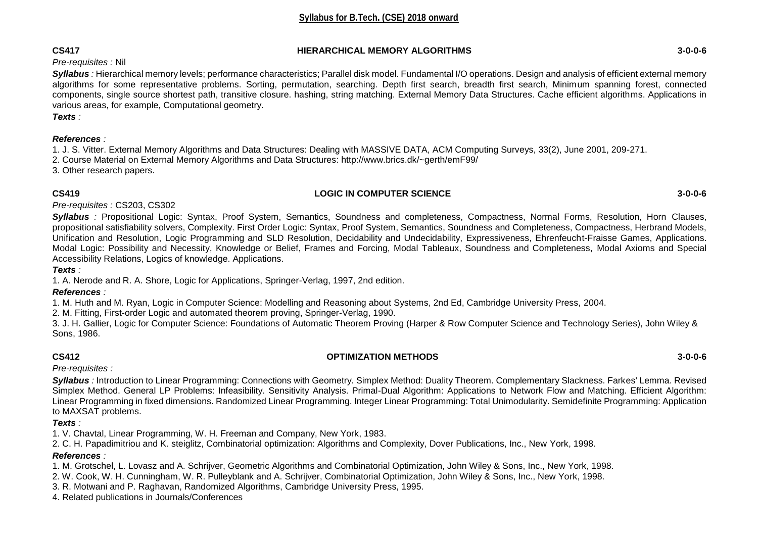**CS417** **HIERARCHICAL MEMORY ALGORITHMS** **3-0-0-6**

*Pre-requisites :* Nil

***Syllabus*** *:* Hierarchical memory levels; performance characteristics; Parallel disk model. Fundamental I/O operations. Design and analysis of efficient external memory algorithms for some representative problems. Sorting, permutation, searching. Depth first search, breadth first search, Minimum spanning forest, connected components, single source shortest path, transitive closure. hashing, string matching. External Memory Data Structures. Cache efficient algorithms. Applications in various areas, for example, Computational geometry.

***Texts*** *:*

***References*** *:*

1. J. S. Vitter. External Memory Algorithms and Data Structures: Dealing with MASSIVE DATA, ACM Computing Surveys, 33(2), June 2001, 209-271.
2. Course Material on External Memory Algorithms and Data Structures: http://www.brics.dk/~gerth/emF99/
3. Other research papers.

**CS419** **LOGIC IN COMPUTER SCIENCE** **3-0-0-6**

*Pre-requisites :* CS203, CS302

***Syllabus*** *:* Propositional Logic: Syntax, Proof System, Semantics, Soundness and completeness, Compactness, Normal Forms, Resolution, Horn Clauses, propositional satisfiability solvers, Complexity. First Order Logic: Syntax, Proof System, Semantics, Soundness and Completeness, Compactness, Herbrand Models, Unification and Resolution, Logic Programming and SLD Resolution, Decidability and Undecidability, Expressiveness, Ehrenfeucht-Fraisse Games, Applications. Modal Logic: Possibility and Necessity, Knowledge or Belief, Frames and Forcing, Modal Tableaux, Soundness and Completeness, Modal Axioms and Special Accessibility Relations, Logics of knowledge. Applications.

***Texts*** *:*

1. A. Nerode and R. A. Shore, Logic for Applications, Springer-Verlag, 1997, 2nd edition.

***References*** *:*

1. M. Huth and M. Ryan, Logic in Computer Science: Modelling and Reasoning about Systems, 2nd Ed, Cambridge University Press, 2004.
2. M. Fitting, First-order Logic and automated theorem proving, Springer-Verlag, 1990.
3. J. H. Gallier, Logic for Computer Science: Foundations of Automatic Theorem Proving (Harper & Row Computer Science and Technology Series), John Wiley & Sons, 1986.

**CS412** **OPTIMIZATION METHODS** **3-0-0-6**

*Pre-requisites :*

***Syllabus*** *:* Introduction to Linear Programming: Connections with Geometry. Simplex Method: Duality Theorem. Complementary Slackness. Farkes' Lemma. Revised Simplex Method. General LP Problems: Infeasibility. Sensitivity Analysis. Primal-Dual Algorithm: Applications to Network Flow and Matching. Efficient Algorithm: Linear Programming in fixed dimensions. Randomized Linear Programming. Integer Linear Programming: Total Unimodularity. Semidefinite Programming: Application to MAXSAT problems.

***Texts*** *:*

1. V. Chavtal, Linear Programming, W. H. Freeman and Company, New York, 1983.
2. C. H. Papadimitriou and K. steiglitz, Combinatorial optimization: Algorithms and Complexity, Dover Publications, Inc., New York, 1998.

***References*** *:*

1. M. Grotschel, L. Lovasz and A. Schrijver, Geometric Algorithms and Combinatorial Optimization, John Wiley & Sons, Inc., New York, 1998.
2. W. Cook, W. H. Cunningham, W. R. Pulleyblank and A. Schrijver, Combinatorial Optimization, John Wiley & Sons, Inc., New York, 1998.
3. R. Motwani and P. Raghavan, Randomized Algorithms, Cambridge University Press, 1995.
4. Related publications in Journals/Conferences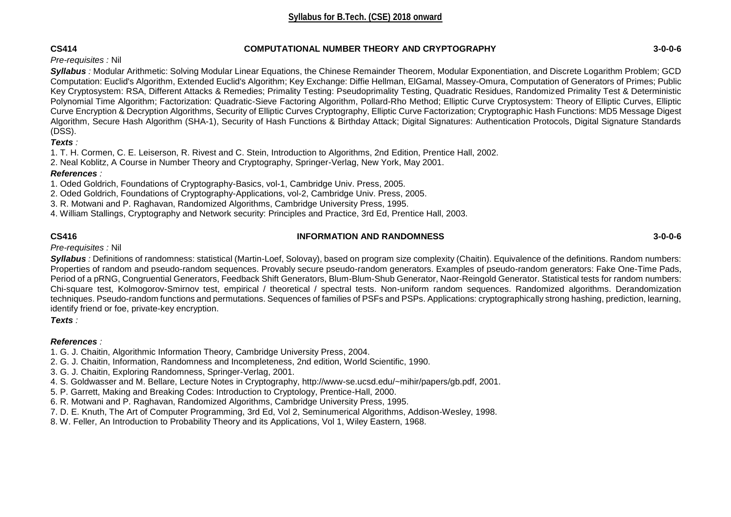### CS414 COMPUTATIONAL NUMBER THEORY AND CRYPTOGRAPHY 3-0-0-6

*Pre-requisites :* Nil

***Syllabus*** *:* Modular Arithmetic: Solving Modular Linear Equations, the Chinese Remainder Theorem, Modular Exponentiation, and Discrete Logarithm Problem; GCD Computation: Euclid's Algorithm, Extended Euclid's Algorithm; Key Exchange: Diffie Hellman, ElGamal, Massey-Omura, Computation of Generators of Primes; Public Key Cryptosystem: RSA, Different Attacks & Remedies; Primality Testing: Pseudoprimality Testing, Quadratic Residues, Randomized Primality Test & Deterministic Polynomial Time Algorithm; Factorization: Quadratic-Sieve Factoring Algorithm, Pollard-Rho Method; Elliptic Curve Cryptosystem: Theory of Elliptic Curves, Elliptic Curve Encryption & Decryption Algorithms, Security of Elliptic Curves Cryptography, Elliptic Curve Factorization; Cryptographic Hash Functions: MD5 Message Digest Algorithm, Secure Hash Algorithm (SHA-1), Security of Hash Functions & Birthday Attack; Digital Signatures: Authentication Protocols, Digital Signature Standards (DSS).

***Texts*** *:*

1. T. H. Cormen, C. E. Leiserson, R. Rivest and C. Stein, Introduction to Algorithms, 2nd Edition, Prentice Hall, 2002.
2. Neal Koblitz, A Course in Number Theory and Cryptography, Springer-Verlag, New York, May 2001.

***References*** *:*

1. Oded Goldrich, Foundations of Cryptography-Basics, vol-1, Cambridge Univ. Press, 2005.
2. Oded Goldrich, Foundations of Cryptography-Applications, vol-2, Cambridge Univ. Press, 2005.
3. R. Motwani and P. Raghavan, Randomized Algorithms, Cambridge University Press, 1995.
4. William Stallings, Cryptography and Network security: Principles and Practice, 3rd Ed, Prentice Hall, 2003.

### CS416 INFORMATION AND RANDOMNESS 3-0-0-6

*Pre-requisites :* Nil

***Syllabus*** *:* Definitions of randomness: statistical (Martin-Loef, Solovay), based on program size complexity (Chaitin). Equivalence of the definitions. Random numbers: Properties of random and pseudo-random sequences. Provably secure pseudo-random generators. Examples of pseudo-random generators: Fake One-Time Pads, Period of a pRNG, Congruential Generators, Feedback Shift Generators, Blum-Blum-Shub Generator, Naor-Reingold Generator. Statistical tests for random numbers: Chi-square test, Kolmogorov-Smirnov test, empirical / theoretical / spectral tests. Non-uniform random sequences. Randomized algorithms. Derandomization techniques. Pseudo-random functions and permutations. Sequences of families of PSFs and PSPs. Applications: cryptographically strong hashing, prediction, learning, identify friend or foe, private-key encryption.

***Texts*** *:*

***References*** *:*

1. G. J. Chaitin, Algorithmic Information Theory, Cambridge University Press, 2004.
2. G. J. Chaitin, Information, Randomness and Incompleteness, 2nd edition, World Scientific, 1990.
3. G. J. Chaitin, Exploring Randomness, Springer-Verlag, 2001.
4. S. Goldwasser and M. Bellare, Lecture Notes in Cryptography, http://www-se.ucsd.edu/~mihir/papers/gb.pdf, 2001.
5. P. Garrett, Making and Breaking Codes: Introduction to Cryptology, Prentice-Hall, 2000.
6. R. Motwani and P. Raghavan, Randomized Algorithms, Cambridge University Press, 1995.
7. D. E. Knuth, The Art of Computer Programming, 3rd Ed, Vol 2, Seminumerical Algorithms, Addison-Wesley, 1998.
8. W. Feller, An Introduction to Probability Theory and its Applications, Vol 1, Wiley Eastern, 1968.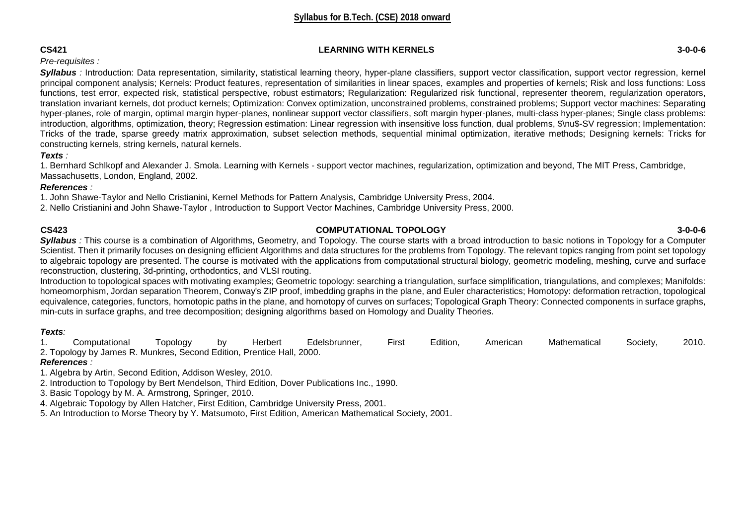**Syllabus for B.Tech. (CSE) 2018 onward**

**CS421 LEARNING WITH KERNELS 3-0-0-6**

*Pre-requisites :*

***Syllabus*** *:* Introduction: Data representation, similarity, statistical learning theory, hyper-plane classifiers, support vector classification, support vector regression, kernel principal component analysis; Kernels: Product features, representation of similarities in linear spaces, examples and properties of kernels; Risk and loss functions: Loss functions, test error, expected risk, statistical perspective, robust estimators; Regularization: Regularized risk functional, representer theorem, regularization operators, translation invariant kernels, dot product kernels; Optimization: Convex optimization, unconstrained problems, constrained problems; Support vector machines: Separating hyper-planes, role of margin, optimal margin hyper-planes, nonlinear support vector classifiers, soft margin hyper-planes, multi-class hyper-planes; Single class problems: introduction, algorithms, optimization, theory; Regression estimation: Linear regression with insensitive loss function, dual problems, $\nu$-SV regression; Implementation: Tricks of the trade, sparse greedy matrix approximation, subset selection methods, sequential minimal optimization, iterative methods; Designing kernels: Tricks for constructing kernels, string kernels, natural kernels.

***Texts*** *:*

1. Bernhard Schlkopf and Alexander J. Smola. Learning with Kernels - support vector machines, regularization, optimization and beyond, The MIT Press, Cambridge, Massachusetts, London, England, 2002.

***References*** *:*

1. John Shawe-Taylor and Nello Cristianini, Kernel Methods for Pattern Analysis, Cambridge University Press, 2004.
2. Nello Cristianini and John Shawe-Taylor , Introduction to Support Vector Machines, Cambridge University Press, 2000.

**CS423 COMPUTATIONAL TOPOLOGY 3-0-0-6**

***Syllabus*** *:* This course is a combination of Algorithms, Geometry, and Topology. The course starts with a broad introduction to basic notions in Topology for a Computer Scientist. Then it primarily focuses on designing efficient Algorithms and data structures for the problems from Topology. The relevant topics ranging from point set topology to algebraic topology are presented. The course is motivated with the applications from computational structural biology, geometric modeling, meshing, curve and surface reconstruction, clustering, 3d-printing, orthodontics, and VLSI routing.

Introduction to topological spaces with motivating examples; Geometric topology: searching a triangulation, surface simplification, triangulations, and complexes; Manifolds: homeomorphism, Jordan separation Theorem, Conway's ZIP proof, imbedding graphs in the plane, and Euler characteristics; Homotopy: deformation retraction, topological equivalence, categories, functors, homotopic paths in the plane, and homotopy of curves on surfaces; Topological Graph Theory: Connected components in surface graphs, min-cuts in surface graphs, and tree decomposition; designing algorithms based on Homology and Duality Theories.

***Texts****:*

1. Computational Topology by Herbert Edelsbrunner, First Edition, American Mathematical Society, 2010.
2. Topology by James R. Munkres, Second Edition, Prentice Hall, 2000.

***References*** *:*

1. Algebra by Artin, Second Edition, Addison Wesley, 2010.
2. Introduction to Topology by Bert Mendelson, Third Edition, Dover Publications Inc., 1990.
3. Basic Topology by M. A. Armstrong, Springer, 2010.
4. Algebraic Topology by Allen Hatcher, First Edition, Cambridge University Press, 2001.
5. An Introduction to Morse Theory by Y. Matsumoto, First Edition, American Mathematical Society, 2001.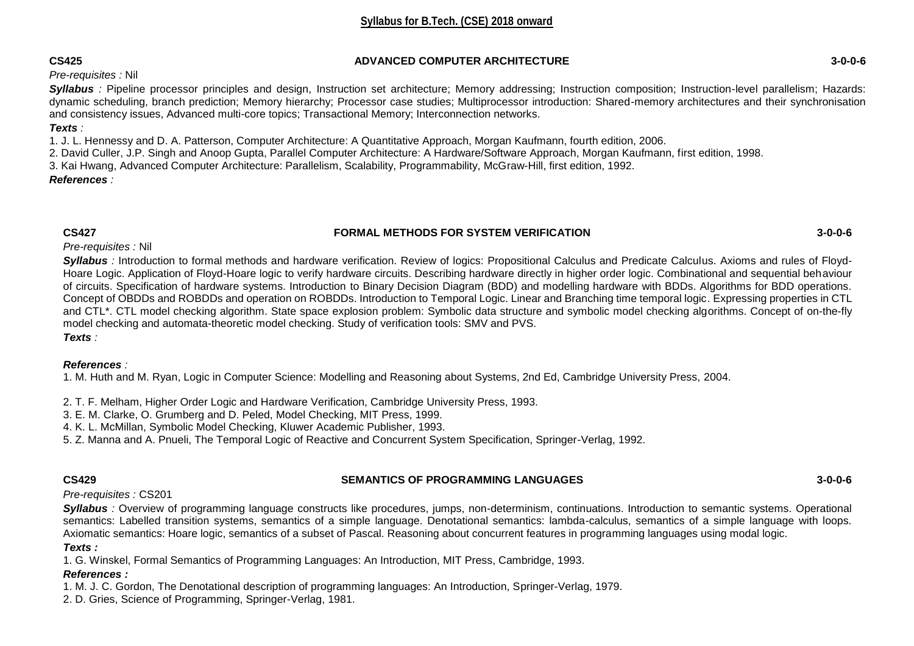**CS425 ADVANCED COMPUTER ARCHITECTURE 3-0-0-6**

*Pre-requisites :* Nil

***Syllabus*** *:* Pipeline processor principles and design, Instruction set architecture; Memory addressing; Instruction composition; Instruction-level parallelism; Hazards: dynamic scheduling, branch prediction; Memory hierarchy; Processor case studies; Multiprocessor introduction: Shared-memory architectures and their synchronisation and consistency issues, Advanced multi-core topics; Transactional Memory; Interconnection networks.

***Texts*** *:*

1. J. L. Hennessy and D. A. Patterson, Computer Architecture: A Quantitative Approach, Morgan Kaufmann, fourth edition, 2006.
2. David Culler, J.P. Singh and Anoop Gupta, Parallel Computer Architecture: A Hardware/Software Approach, Morgan Kaufmann, first edition, 1998.
3. Kai Hwang, Advanced Computer Architecture: Parallelism, Scalability, Programmability, McGraw-Hill, first edition, 1992.

***References*** *:*

**CS427 FORMAL METHODS FOR SYSTEM VERIFICATION 3-0-0-6**

*Pre-requisites :* Nil

***Syllabus*** *:* Introduction to formal methods and hardware verification. Review of logics: Propositional Calculus and Predicate Calculus. Axioms and rules of Floyd-Hoare Logic. Application of Floyd-Hoare logic to verify hardware circuits. Describing hardware directly in higher order logic. Combinational and sequential behaviour of circuits. Specification of hardware systems. Introduction to Binary Decision Diagram (BDD) and modelling hardware with BDDs. Algorithms for BDD operations. Concept of OBDDs and ROBDDs and operation on ROBDDs. Introduction to Temporal Logic. Linear and Branching time temporal logic. Expressing properties in CTL and CTL*. CTL model checking algorithm. State space explosion problem: Symbolic data structure and symbolic model checking algorithms. Concept of on-the-fly model checking and automata-theoretic model checking. Study of verification tools: SMV and PVS.

***Texts*** *:*

***References*** *:*

1. M. Huth and M. Ryan, Logic in Computer Science: Modelling and Reasoning about Systems, 2nd Ed, Cambridge University Press, 2004.
2. T. F. Melham, Higher Order Logic and Hardware Verification, Cambridge University Press, 1993.
3. E. M. Clarke, O. Grumberg and D. Peled, Model Checking, MIT Press, 1999.
4. K. L. McMillan, Symbolic Model Checking, Kluwer Academic Publisher, 1993.
5. Z. Manna and A. Pnueli, The Temporal Logic of Reactive and Concurrent System Specification, Springer-Verlag, 1992.

**CS429 SEMANTICS OF PROGRAMMING LANGUAGES 3-0-0-6**

*Pre-requisites :* CS201

***Syllabus*** *:* Overview of programming language constructs like procedures, jumps, non-determinism, continuations. Introduction to semantic systems. Operational semantics: Labelled transition systems, semantics of a simple language. Denotational semantics: lambda-calculus, semantics of a simple language with loops. Axiomatic semantics: Hoare logic, semantics of a subset of Pascal. Reasoning about concurrent features in programming languages using modal logic.

***Texts :***

1. G. Winskel, Formal Semantics of Programming Languages: An Introduction, MIT Press, Cambridge, 1993.

***References :***

1. M. J. C. Gordon, The Denotational description of programming languages: An Introduction, Springer-Verlag, 1979.
2. D. Gries, Science of Programming, Springer-Verlag, 1981.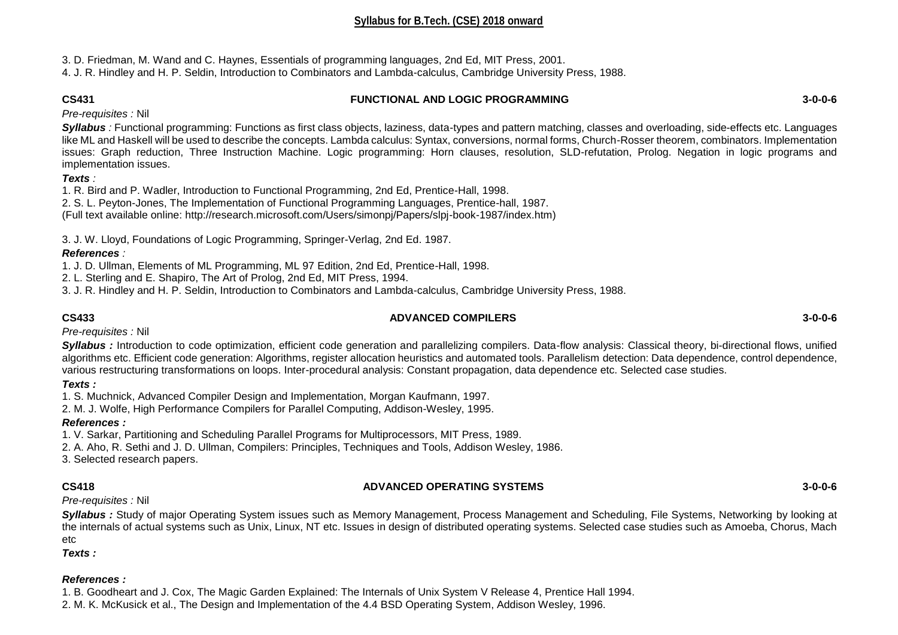3. D. Friedman, M. Wand and C. Haynes, Essentials of programming languages, 2nd Ed, MIT Press, 2001.
4. J. R. Hindley and H. P. Seldin, Introduction to Combinators and Lambda-calculus, Cambridge University Press, 1988.

### CS431 — FUNCTIONAL AND LOGIC PROGRAMMING — 3-0-0-6

*Pre-requisites :* Nil

***Syllabus** :* Functional programming: Functions as first class objects, laziness, data-types and pattern matching, classes and overloading, side-effects etc. Languages like ML and Haskell will be used to describe the concepts. Lambda calculus: Syntax, conversions, normal forms, Church-Rosser theorem, combinators. Implementation issues: Graph reduction, Three Instruction Machine. Logic programming: Horn clauses, resolution, SLD-refutation, Prolog. Negation in logic programs and implementation issues.

***Texts** :*

1. R. Bird and P. Wadler, Introduction to Functional Programming, 2nd Ed, Prentice-Hall, 1998.
2. S. L. Peyton-Jones, The Implementation of Functional Programming Languages, Prentice-hall, 1987.
(Full text available online: http://research.microsoft.com/Users/simonpj/Papers/slpj-book-1987/index.htm)

3. J. W. Lloyd, Foundations of Logic Programming, Springer-Verlag, 2nd Ed. 1987.

***References** :*

1. J. D. Ullman, Elements of ML Programming, ML 97 Edition, 2nd Ed, Prentice-Hall, 1998.
2. L. Sterling and E. Shapiro, The Art of Prolog, 2nd Ed, MIT Press, 1994.
3. J. R. Hindley and H. P. Seldin, Introduction to Combinators and Lambda-calculus, Cambridge University Press, 1988.

### CS433 — ADVANCED COMPILERS — 3-0-0-6

*Pre-requisites :* Nil

***Syllabus :*** Introduction to code optimization, efficient code generation and parallelizing compilers. Data-flow analysis: Classical theory, bi-directional flows, unified algorithms etc. Efficient code generation: Algorithms, register allocation heuristics and automated tools. Parallelism detection: Data dependence, control dependence, various restructuring transformations on loops. Inter-procedural analysis: Constant propagation, data dependence etc. Selected case studies.

***Texts :***

1. S. Muchnick, Advanced Compiler Design and Implementation, Morgan Kaufmann, 1997.
2. M. J. Wolfe, High Performance Compilers for Parallel Computing, Addison-Wesley, 1995.

***References :***

1. V. Sarkar, Partitioning and Scheduling Parallel Programs for Multiprocessors, MIT Press, 1989.
2. A. Aho, R. Sethi and J. D. Ullman, Compilers: Principles, Techniques and Tools, Addison Wesley, 1986.
3. Selected research papers.

### CS418 — ADVANCED OPERATING SYSTEMS — 3-0-0-6

*Pre-requisites :* Nil

***Syllabus :*** Study of major Operating System issues such as Memory Management, Process Management and Scheduling, File Systems, Networking by looking at the internals of actual systems such as Unix, Linux, NT etc. Issues in design of distributed operating systems. Selected case studies such as Amoeba, Chorus, Mach etc

***Texts :***

***References :***

1. B. Goodheart and J. Cox, The Magic Garden Explained: The Internals of Unix System V Release 4, Prentice Hall 1994.
2. M. K. McKusick et al., The Design and Implementation of the 4.4 BSD Operating System, Addison Wesley, 1996.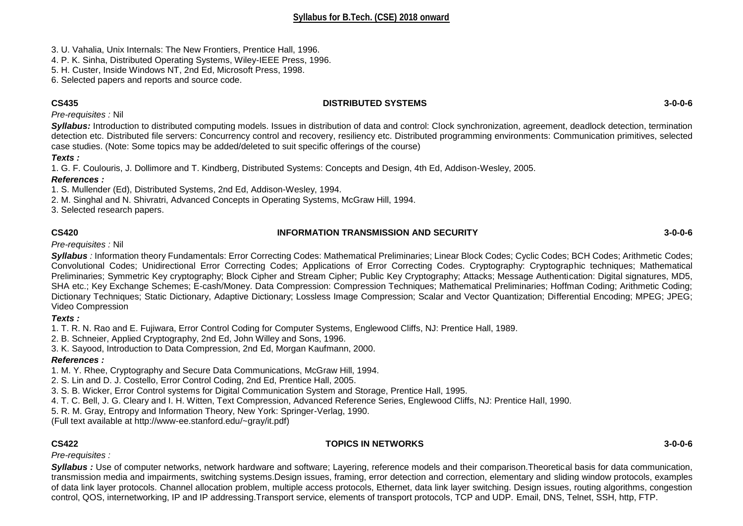3. U. Vahalia, Unix Internals: The New Frontiers, Prentice Hall, 1996.
4. P. K. Sinha, Distributed Operating Systems, Wiley-IEEE Press, 1996.
5. H. Custer, Inside Windows NT, 2nd Ed, Microsoft Press, 1998.
6. Selected papers and reports and source code.

### CS435 DISTRIBUTED SYSTEMS 3-0-0-6

*Pre-requisites :* Nil

***Syllabus:*** Introduction to distributed computing models. Issues in distribution of data and control: Clock synchronization, agreement, deadlock detection, termination detection etc. Distributed file servers: Concurrency control and recovery, resiliency etc. Distributed programming environments: Communication primitives, selected case studies. (Note: Some topics may be added/deleted to suit specific offerings of the course)

***Texts :***

1. G. F. Coulouris, J. Dollimore and T. Kindberg, Distributed Systems: Concepts and Design, 4th Ed, Addison-Wesley, 2005.

***References :***

1. S. Mullender (Ed), Distributed Systems, 2nd Ed, Addison-Wesley, 1994.
2. M. Singhal and N. Shivratri, Advanced Concepts in Operating Systems, McGraw Hill, 1994.
3. Selected research papers.

### CS420 INFORMATION TRANSMISSION AND SECURITY 3-0-0-6

*Pre-requisites :* Nil

***Syllabus*** *:* Information theory Fundamentals: Error Correcting Codes: Mathematical Preliminaries; Linear Block Codes; Cyclic Codes; BCH Codes; Arithmetic Codes; Convolutional Codes; Unidirectional Error Correcting Codes; Applications of Error Correcting Codes. Cryptography: Cryptographic techniques; Mathematical Preliminaries; Symmetric Key cryptography; Block Cipher and Stream Cipher; Public Key Cryptography; Attacks; Message Authentication: Digital signatures, MD5, SHA etc.; Key Exchange Schemes; E-cash/Money. Data Compression: Compression Techniques; Mathematical Preliminaries; Hoffman Coding; Arithmetic Coding; Dictionary Techniques; Static Dictionary, Adaptive Dictionary; Lossless Image Compression; Scalar and Vector Quantization; Differential Encoding; MPEG; JPEG; Video Compression

***Texts :***

1. T. R. N. Rao and E. Fujiwara, Error Control Coding for Computer Systems, Englewood Cliffs, NJ: Prentice Hall, 1989.
2. B. Schneier, Applied Cryptography, 2nd Ed, John Willey and Sons, 1996.
3. K. Sayood, Introduction to Data Compression, 2nd Ed, Morgan Kaufmann, 2000.

***References :***

1. M. Y. Rhee, Cryptography and Secure Data Communications, McGraw Hill, 1994.
2. S. Lin and D. J. Costello, Error Control Coding, 2nd Ed, Prentice Hall, 2005.
3. S. B. Wicker, Error Control systems for Digital Communication System and Storage, Prentice Hall, 1995.
4. T. C. Bell, J. G. Cleary and I. H. Witten, Text Compression, Advanced Reference Series, Englewood Cliffs, NJ: Prentice Hall, 1990.
5. R. M. Gray, Entropy and Information Theory, New York: Springer-Verlag, 1990.

(Full text available at http://www-ee.stanford.edu/~gray/it.pdf)

### CS422 TOPICS IN NETWORKS 3-0-0-6

*Pre-requisites :*

***Syllabus :*** Use of computer networks, network hardware and software; Layering, reference models and their comparison.Theoretical basis for data communication, transmission media and impairments, switching systems.Design issues, framing, error detection and correction, elementary and sliding window protocols, examples of data link layer protocols. Channel allocation problem, multiple access protocols, Ethernet, data link layer switching. Design issues, routing algorithms, congestion control, QOS, internetworking, IP and IP addressing.Transport service, elements of transport protocols, TCP and UDP. Email, DNS, Telnet, SSH, http, FTP.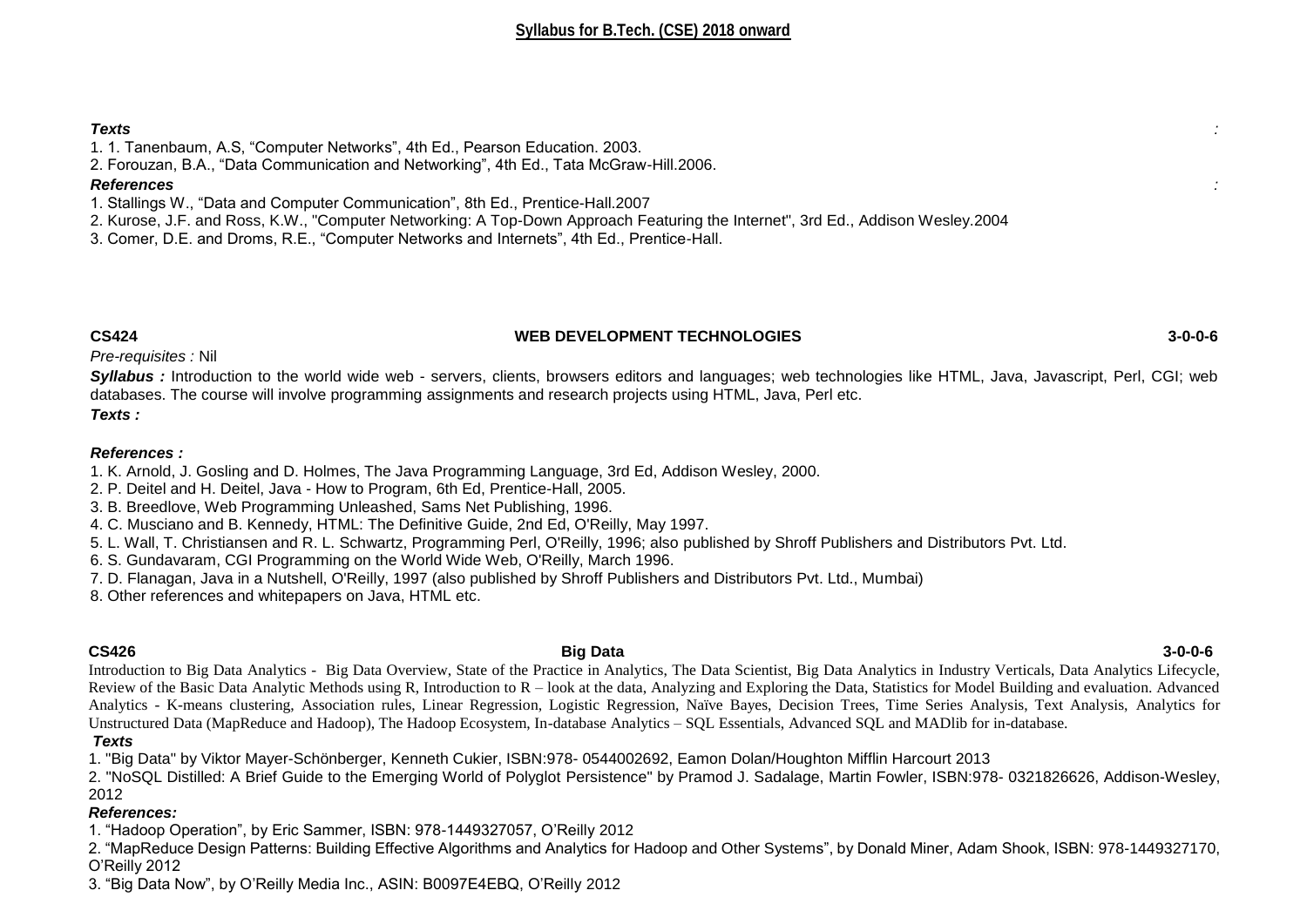***Texts***

1. 1. Tanenbaum, A.S, “Computer Networks”, 4th Ed., Pearson Education. 2003.
2. Forouzan, B.A., “Data Communication and Networking”, 4th Ed., Tata McGraw-Hill.2006.

***References***

1. Stallings W., “Data and Computer Communication”, 8th Ed., Prentice-Hall.2007
2. Kurose, J.F. and Ross, K.W., "Computer Networking: A Top-Down Approach Featuring the Internet", 3rd Ed., Addison Wesley.2004
3. Comer, D.E. and Droms, R.E., “Computer Networks and Internets”, 4th Ed., Prentice-Hall.

## CS424 WEB DEVELOPMENT TECHNOLOGIES 3-0-0-6

*Pre-requisites :* Nil

***Syllabus :*** Introduction to the world wide web - servers, clients, browsers editors and languages; web technologies like HTML, Java, Javascript, Perl, CGI; web databases. The course will involve programming assignments and research projects using HTML, Java, Perl etc.

***Texts :***

***References :***

1. K. Arnold, J. Gosling and D. Holmes, The Java Programming Language, 3rd Ed, Addison Wesley, 2000.
2. P. Deitel and H. Deitel, Java - How to Program, 6th Ed, Prentice-Hall, 2005.
3. B. Breedlove, Web Programming Unleashed, Sams Net Publishing, 1996.
4. C. Musciano and B. Kennedy, HTML: The Definitive Guide, 2nd Ed, O'Reilly, May 1997.
5. L. Wall, T. Christiansen and R. L. Schwartz, Programming Perl, O'Reilly, 1996; also published by Shroff Publishers and Distributors Pvt. Ltd.
6. S. Gundavaram, CGI Programming on the World Wide Web, O'Reilly, March 1996.
7. D. Flanagan, Java in a Nutshell, O'Reilly, 1997 (also published by Shroff Publishers and Distributors Pvt. Ltd., Mumbai)
8. Other references and whitepapers on Java, HTML etc.

## CS426 Big Data 3-0-0-6

Introduction to Big Data Analytics - Big Data Overview, State of the Practice in Analytics, The Data Scientist, Big Data Analytics in Industry Verticals, Data Analytics Lifecycle, Review of the Basic Data Analytic Methods using R, Introduction to R – look at the data, Analyzing and Exploring the Data, Statistics for Model Building and evaluation. Advanced Analytics - K-means clustering, Association rules, Linear Regression, Logistic Regression, Naïve Bayes, Decision Trees, Time Series Analysis, Text Analysis, Analytics for Unstructured Data (MapReduce and Hadoop), The Hadoop Ecosystem, In-database Analytics – SQL Essentials, Advanced SQL and MADlib for in-database.

***Texts***

1. "Big Data" by Viktor Mayer-Schönberger, Kenneth Cukier, ISBN:978- 0544002692, Eamon Dolan/Houghton Mifflin Harcourt 2013
2. "NoSQL Distilled: A Brief Guide to the Emerging World of Polyglot Persistence" by Pramod J. Sadalage, Martin Fowler, ISBN:978- 0321826626, Addison-Wesley, 2012

***References:***

1. “Hadoop Operation”, by Eric Sammer, ISBN: 978-1449327057, O’Reilly 2012
2. “MapReduce Design Patterns: Building Effective Algorithms and Analytics for Hadoop and Other Systems”, by Donald Miner, Adam Shook, ISBN: 978-1449327170, O’Reilly 2012
3. “Big Data Now”, by O’Reilly Media Inc., ASIN: B0097E4EBQ, O’Reilly 2012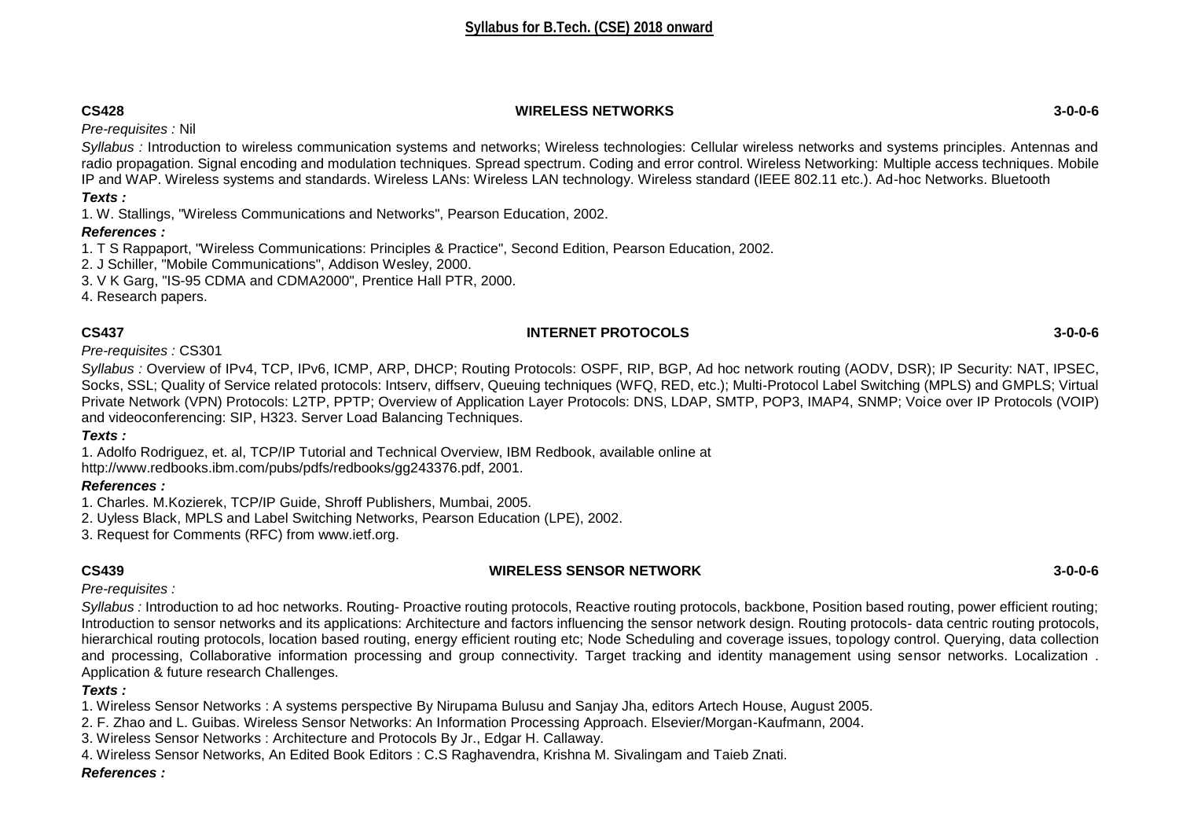**CS428 WIRELESS NETWORKS 3-0-0-6**

*Pre-requisites :* Nil

*Syllabus :* Introduction to wireless communication systems and networks; Wireless technologies: Cellular wireless networks and systems principles. Antennas and radio propagation. Signal encoding and modulation techniques. Spread spectrum. Coding and error control. Wireless Networking: Multiple access techniques. Mobile IP and WAP. Wireless systems and standards. Wireless LANs: Wireless LAN technology. Wireless standard (IEEE 802.11 etc.). Ad-hoc Networks. Bluetooth

***Texts :***

1. W. Stallings, "Wireless Communications and Networks", Pearson Education, 2002.

***References :***

1. T S Rappaport, "Wireless Communications: Principles & Practice", Second Edition, Pearson Education, 2002.
2. J Schiller, "Mobile Communications", Addison Wesley, 2000.
3. V K Garg, "IS-95 CDMA and CDMA2000", Prentice Hall PTR, 2000.
4. Research papers.

**CS437 INTERNET PROTOCOLS 3-0-0-6**

*Pre-requisites :* CS301

*Syllabus :* Overview of IPv4, TCP, IPv6, ICMP, ARP, DHCP; Routing Protocols: OSPF, RIP, BGP, Ad hoc network routing (AODV, DSR); IP Security: NAT, IPSEC, Socks, SSL; Quality of Service related protocols: Intserv, diffserv, Queuing techniques (WFQ, RED, etc.); Multi-Protocol Label Switching (MPLS) and GMPLS; Virtual Private Network (VPN) Protocols: L2TP, PPTP; Overview of Application Layer Protocols: DNS, LDAP, SMTP, POP3, IMAP4, SNMP; Voice over IP Protocols (VOIP) and videoconferencing: SIP, H323. Server Load Balancing Techniques.

***Texts :***

1. Adolfo Rodriguez, et. al, TCP/IP Tutorial and Technical Overview, IBM Redbook, available online at http://www.redbooks.ibm.com/pubs/pdfs/redbooks/gg243376.pdf, 2001.

***References :***

1. Charles. M.Kozierek, TCP/IP Guide, Shroff Publishers, Mumbai, 2005.
2. Uyless Black, MPLS and Label Switching Networks, Pearson Education (LPE), 2002.
3. Request for Comments (RFC) from www.ietf.org.

**CS439 WIRELESS SENSOR NETWORK 3-0-0-6**

*Pre-requisites :*

*Syllabus :* Introduction to ad hoc networks. Routing- Proactive routing protocols, Reactive routing protocols, backbone, Position based routing, power efficient routing; Introduction to sensor networks and its applications: Architecture and factors influencing the sensor network design. Routing protocols- data centric routing protocols, hierarchical routing protocols, location based routing, energy efficient routing etc; Node Scheduling and coverage issues, topology control. Querying, data collection and processing, Collaborative information processing and group connectivity. Target tracking and identity management using sensor networks. Localization . Application & future research Challenges.

***Texts :***

1. Wireless Sensor Networks : A systems perspective By Nirupama Bulusu and Sanjay Jha, editors Artech House, August 2005.
2. F. Zhao and L. Guibas. Wireless Sensor Networks: An Information Processing Approach. Elsevier/Morgan-Kaufmann, 2004.
3. Wireless Sensor Networks : Architecture and Protocols By Jr., Edgar H. Callaway.
4. Wireless Sensor Networks, An Edited Book Editors : C.S Raghavendra, Krishna M. Sivalingam and Taieb Znati.

***References :***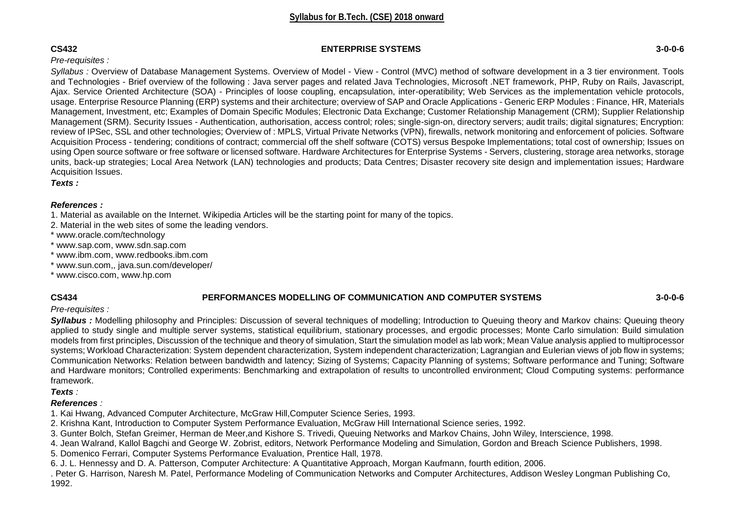**CS432 ENTERPRISE SYSTEMS 3-0-0-6**

*Pre-requisites :*

*Syllabus :* Overview of Database Management Systems. Overview of Model - View - Control (MVC) method of software development in a 3 tier environment. Tools and Technologies - Brief overview of the following : Java server pages and related Java Technologies, Microsoft .NET framework, PHP, Ruby on Rails, Javascript, Ajax. Service Oriented Architecture (SOA) - Principles of loose coupling, encapsulation, inter-operatibility; Web Services as the implementation vehicle protocols, usage. Enterprise Resource Planning (ERP) systems and their architecture; overview of SAP and Oracle Applications - Generic ERP Modules : Finance, HR, Materials Management, Investment, etc; Examples of Domain Specific Modules; Electronic Data Exchange; Customer Relationship Management (CRM); Supplier Relationship Management (SRM). Security Issues - Authentication, authorisation, access control; roles; single-sign-on, directory servers; audit trails; digital signatures; Encryption: review of IPSec, SSL and other technologies; Overview of : MPLS, Virtual Private Networks (VPN), firewalls, network monitoring and enforcement of policies. Software Acquisition Process - tendering; conditions of contract; commercial off the shelf software (COTS) versus Bespoke Implementations; total cost of ownership; Issues on using Open source software or free software or licensed software. Hardware Architectures for Enterprise Systems - Servers, clustering, storage area networks, storage units, back-up strategies; Local Area Network (LAN) technologies and products; Data Centres; Disaster recovery site design and implementation issues; Hardware Acquisition Issues.

***Texts :***

***References :***

1. Material as available on the Internet. Wikipedia Articles will be the starting point for many of the topics.
2. Material in the web sites of some the leading vendors.

* www.oracle.com/technology
* www.sap.com, www.sdn.sap.com
* www.ibm.com, www.redbooks.ibm.com
* www.sun.com,, java.sun.com/developer/
* www.cisco.com, www.hp.com

**CS434 PERFORMANCES MODELLING OF COMMUNICATION AND COMPUTER SYSTEMS 3-0-0-6**

*Pre-requisites :*

***Syllabus :*** Modelling philosophy and Principles: Discussion of several techniques of modelling; Introduction to Queuing theory and Markov chains: Queuing theory applied to study single and multiple server systems, statistical equilibrium, stationary processes, and ergodic processes; Monte Carlo simulation: Build simulation models from first principles, Discussion of the technique and theory of simulation, Start the simulation model as lab work; Mean Value analysis applied to multiprocessor systems; Workload Characterization: System dependent characterization, System independent characterization; Lagrangian and Eulerian views of job flow in systems; Communication Networks: Relation between bandwidth and latency; Sizing of Systems; Capacity Planning of systems; Software performance and Tuning; Software and Hardware monitors; Controlled experiments: Benchmarking and extrapolation of results to uncontrolled environment; Cloud Computing systems: performance framework.

***Texts*** *:*

***References*** *:*

1. Kai Hwang, Advanced Computer Architecture, McGraw Hill,Computer Science Series, 1993.
2. Krishna Kant, Introduction to Computer System Performance Evaluation, McGraw Hill International Science series, 1992.
3. Gunter Bolch, Stefan Greimer, Herman de Meer,and Kishore S. Trivedi, Queuing Networks and Markov Chains, John Wiley, Interscience, 1998.
4. Jean Walrand, Kallol Bagchi and George W. Zobrist, editors, Network Performance Modeling and Simulation, Gordon and Breach Science Publishers, 1998.
5. Domenico Ferrari, Computer Systems Performance Evaluation, Prentice Hall, 1978.
6. J. L. Hennessy and D. A. Patterson, Computer Architecture: A Quantitative Approach, Morgan Kaufmann, fourth edition, 2006.

. Peter G. Harrison, Naresh M. Patel, Performance Modeling of Communication Networks and Computer Architectures, Addison Wesley Longman Publishing Co, 1992.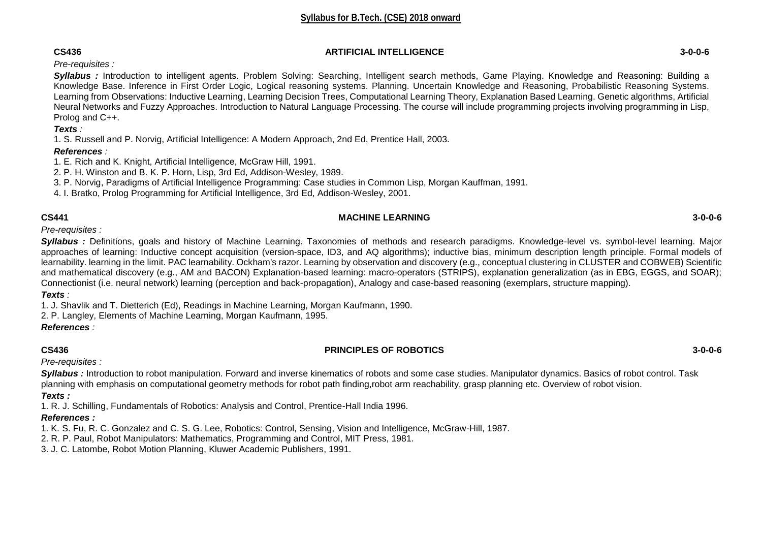**Syllabus for B.Tech. (CSE) 2018 onward**

**CS436 ARTIFICIAL INTELLIGENCE 3-0-0-6**

*Pre-requisites :*

***Syllabus :*** Introduction to intelligent agents. Problem Solving: Searching, Intelligent search methods, Game Playing. Knowledge and Reasoning: Building a Knowledge Base. Inference in First Order Logic, Logical reasoning systems. Planning. Uncertain Knowledge and Reasoning, Probabilistic Reasoning Systems. Learning from Observations: Inductive Learning, Learning Decision Trees, Computational Learning Theory, Explanation Based Learning. Genetic algorithms, Artificial Neural Networks and Fuzzy Approaches. Introduction to Natural Language Processing. The course will include programming projects involving programming in Lisp, Prolog and C++.

***Texts** :*

1. S. Russell and P. Norvig, Artificial Intelligence: A Modern Approach, 2nd Ed, Prentice Hall, 2003.

***References** :*

1. E. Rich and K. Knight, Artificial Intelligence, McGraw Hill, 1991.
2. P. H. Winston and B. K. P. Horn, Lisp, 3rd Ed, Addison-Wesley, 1989.
3. P. Norvig, Paradigms of Artificial Intelligence Programming: Case studies in Common Lisp, Morgan Kauffman, 1991.
4. I. Bratko, Prolog Programming for Artificial Intelligence, 3rd Ed, Addison-Wesley, 2001.

**CS441 MACHINE LEARNING 3-0-0-6**

*Pre-requisites :*

***Syllabus :*** Definitions, goals and history of Machine Learning. Taxonomies of methods and research paradigms. Knowledge-level vs. symbol-level learning. Major approaches of learning: Inductive concept acquisition (version-space, ID3, and AQ algorithms); inductive bias, minimum description length principle. Formal models of learnability. learning in the limit. PAC learnability. Ockham's razor. Learning by observation and discovery (e.g., conceptual clustering in CLUSTER and COBWEB) Scientific and mathematical discovery (e.g., AM and BACON) Explanation-based learning: macro-operators (STRIPS), explanation generalization (as in EBG, EGGS, and SOAR); Connectionist (i.e. neural network) learning (perception and back-propagation), Analogy and case-based reasoning (exemplars, structure mapping).

***Texts** :*

1. J. Shavlik and T. Dietterich (Ed), Readings in Machine Learning, Morgan Kaufmann, 1990.
2. P. Langley, Elements of Machine Learning, Morgan Kaufmann, 1995.

***References** :*

**CS436 PRINCIPLES OF ROBOTICS 3-0-0-6**

*Pre-requisites :*

***Syllabus :*** Introduction to robot manipulation. Forward and inverse kinematics of robots and some case studies. Manipulator dynamics. Basics of robot control. Task planning with emphasis on computational geometry methods for robot path finding,robot arm reachability, grasp planning etc. Overview of robot vision.

***Texts :***

1. R. J. Schilling, Fundamentals of Robotics: Analysis and Control, Prentice-Hall India 1996.

***References :***

1. K. S. Fu, R. C. Gonzalez and C. S. G. Lee, Robotics: Control, Sensing, Vision and Intelligence, McGraw-Hill, 1987.
2. R. P. Paul, Robot Manipulators: Mathematics, Programming and Control, MIT Press, 1981.
3. J. C. Latombe, Robot Motion Planning, Kluwer Academic Publishers, 1991.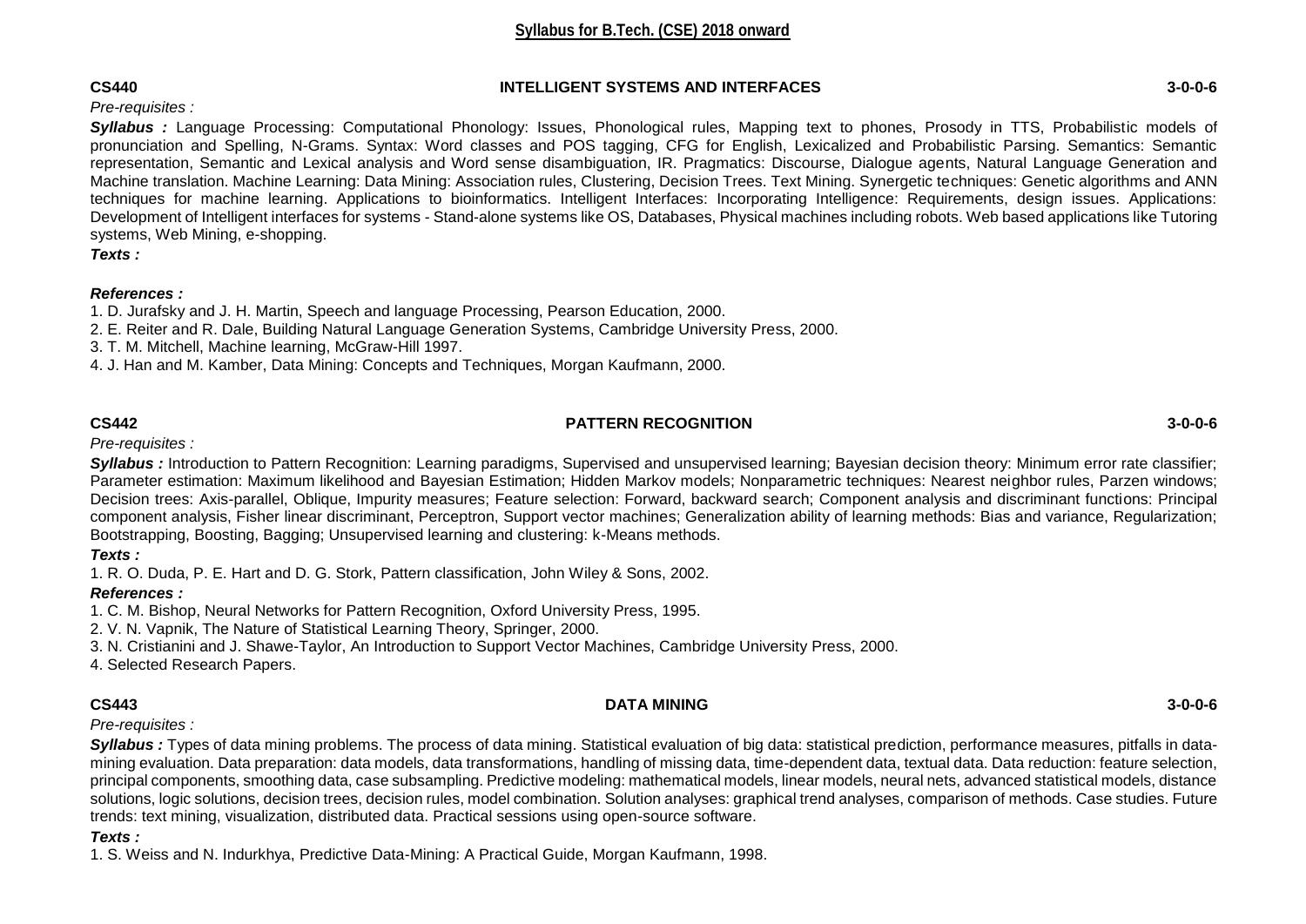**CS440 INTELLIGENT SYSTEMS AND INTERFACES 3-0-0-6**

*Pre-requisites :*

***Syllabus :*** Language Processing: Computational Phonology: Issues, Phonological rules, Mapping text to phones, Prosody in TTS, Probabilistic models of pronunciation and Spelling, N-Grams. Syntax: Word classes and POS tagging, CFG for English, Lexicalized and Probabilistic Parsing. Semantics: Semantic representation, Semantic and Lexical analysis and Word sense disambiguation, IR. Pragmatics: Discourse, Dialogue agents, Natural Language Generation and Machine translation. Machine Learning: Data Mining: Association rules, Clustering, Decision Trees. Text Mining. Synergetic techniques: Genetic algorithms and ANN techniques for machine learning. Applications to bioinformatics. Intelligent Interfaces: Incorporating Intelligence: Requirements, design issues. Applications: Development of Intelligent interfaces for systems - Stand-alone systems like OS, Databases, Physical machines including robots. Web based applications like Tutoring systems, Web Mining, e-shopping.

***Texts :***

***References :***

1. D. Jurafsky and J. H. Martin, Speech and language Processing, Pearson Education, 2000.
2. E. Reiter and R. Dale, Building Natural Language Generation Systems, Cambridge University Press, 2000.
3. T. M. Mitchell, Machine learning, McGraw-Hill 1997.
4. J. Han and M. Kamber, Data Mining: Concepts and Techniques, Morgan Kaufmann, 2000.

**CS442 PATTERN RECOGNITION 3-0-0-6**

*Pre-requisites :*

***Syllabus :*** Introduction to Pattern Recognition: Learning paradigms, Supervised and unsupervised learning; Bayesian decision theory: Minimum error rate classifier; Parameter estimation: Maximum likelihood and Bayesian Estimation; Hidden Markov models; Nonparametric techniques: Nearest neighbor rules, Parzen windows; Decision trees: Axis-parallel, Oblique, Impurity measures; Feature selection: Forward, backward search; Component analysis and discriminant functions: Principal component analysis, Fisher linear discriminant, Perceptron, Support vector machines; Generalization ability of learning methods: Bias and variance, Regularization; Bootstrapping, Boosting, Bagging; Unsupervised learning and clustering: k-Means methods.

***Texts :***

1. R. O. Duda, P. E. Hart and D. G. Stork, Pattern classification, John Wiley & Sons, 2002.

***References :***

1. C. M. Bishop, Neural Networks for Pattern Recognition, Oxford University Press, 1995.
2. V. N. Vapnik, The Nature of Statistical Learning Theory, Springer, 2000.
3. N. Cristianini and J. Shawe-Taylor, An Introduction to Support Vector Machines, Cambridge University Press, 2000.
4. Selected Research Papers.

**CS443 DATA MINING 3-0-0-6**

*Pre-requisites :*

***Syllabus :*** Types of data mining problems. The process of data mining. Statistical evaluation of big data: statistical prediction, performance measures, pitfalls in data-mining evaluation. Data preparation: data models, data transformations, handling of missing data, time-dependent data, textual data. Data reduction: feature selection, principal components, smoothing data, case subsampling. Predictive modeling: mathematical models, linear models, neural nets, advanced statistical models, distance solutions, logic solutions, decision trees, decision rules, model combination. Solution analyses: graphical trend analyses, comparison of methods. Case studies. Future trends: text mining, visualization, distributed data. Practical sessions using open-source software.

***Texts :***

1. S. Weiss and N. Indurkhya, Predictive Data-Mining: A Practical Guide, Morgan Kaufmann, 1998.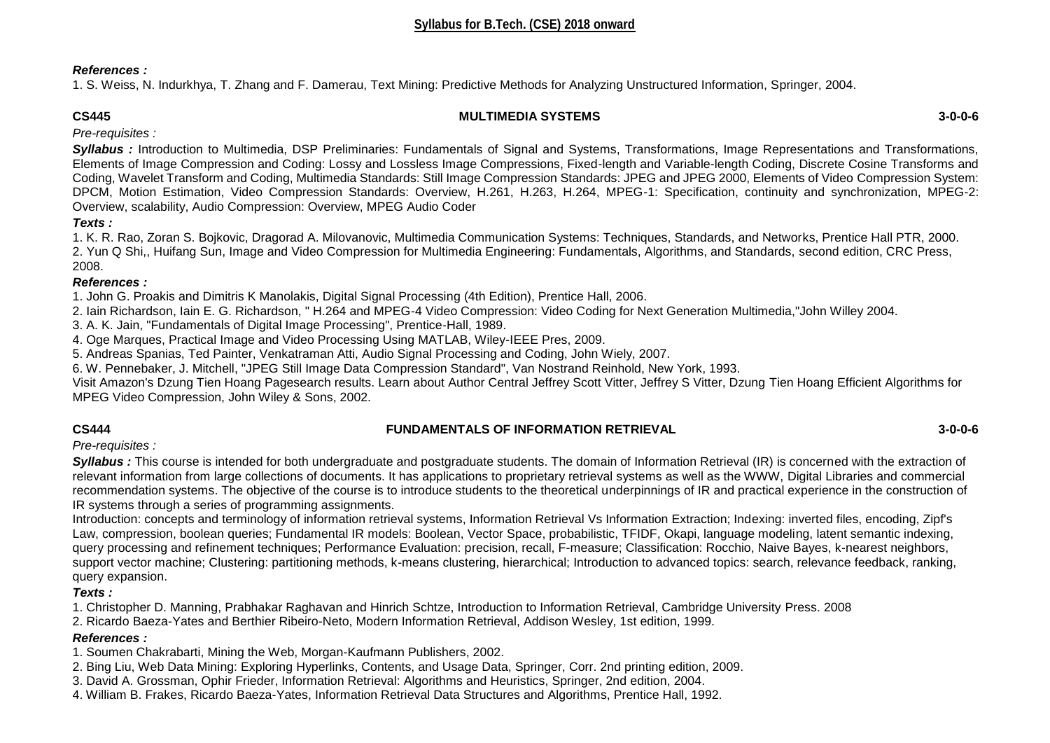***References :***

1. S. Weiss, N. Indurkhya, T. Zhang and F. Damerau, Text Mining: Predictive Methods for Analyzing Unstructured Information, Springer, 2004.

**CS445 MULTIMEDIA SYSTEMS 3-0-0-6**

*Pre-requisites :*

***Syllabus :*** Introduction to Multimedia, DSP Preliminaries: Fundamentals of Signal and Systems, Transformations, Image Representations and Transformations, Elements of Image Compression and Coding: Lossy and Lossless Image Compressions, Fixed-length and Variable-length Coding, Discrete Cosine Transforms and Coding, Wavelet Transform and Coding, Multimedia Standards: Still Image Compression Standards: JPEG and JPEG 2000, Elements of Video Compression System: DPCM, Motion Estimation, Video Compression Standards: Overview, H.261, H.263, H.264, MPEG-1: Specification, continuity and synchronization, MPEG-2: Overview, scalability, Audio Compression: Overview, MPEG Audio Coder

***Texts :***

1. K. R. Rao, Zoran S. Bojkovic, Dragorad A. Milovanovic, Multimedia Communication Systems: Techniques, Standards, and Networks, Prentice Hall PTR, 2000.
2. Yun Q Shi,, Huifang Sun, Image and Video Compression for Multimedia Engineering: Fundamentals, Algorithms, and Standards, second edition, CRC Press, 2008.

***References :***

1. John G. Proakis and Dimitris K Manolakis, Digital Signal Processing (4th Edition), Prentice Hall, 2006.
2. Iain Richardson, Iain E. G. Richardson, " H.264 and MPEG-4 Video Compression: Video Coding for Next Generation Multimedia,"John Willey 2004.
3. A. K. Jain, "Fundamentals of Digital Image Processing", Prentice-Hall, 1989.
4. Oge Marques, Practical Image and Video Processing Using MATLAB, Wiley-IEEE Pres, 2009.
5. Andreas Spanias, Ted Painter, Venkatraman Atti, Audio Signal Processing and Coding, John Wiely, 2007.
6. W. Pennebaker, J. Mitchell, "JPEG Still Image Data Compression Standard", Van Nostrand Reinhold, New York, 1993.

Visit Amazon's Dzung Tien Hoang Pagesearch results. Learn about Author Central Jeffrey Scott Vitter, Jeffrey S Vitter, Dzung Tien Hoang Efficient Algorithms for MPEG Video Compression, John Wiley & Sons, 2002.

**CS444 FUNDAMENTALS OF INFORMATION RETRIEVAL 3-0-0-6**

*Pre-requisites :*

***Syllabus :*** This course is intended for both undergraduate and postgraduate students. The domain of Information Retrieval (IR) is concerned with the extraction of relevant information from large collections of documents. It has applications to proprietary retrieval systems as well as the WWW, Digital Libraries and commercial recommendation systems. The objective of the course is to introduce students to the theoretical underpinnings of IR and practical experience in the construction of IR systems through a series of programming assignments.

Introduction: concepts and terminology of information retrieval systems, Information Retrieval Vs Information Extraction; Indexing: inverted files, encoding, Zipf's Law, compression, boolean queries; Fundamental IR models: Boolean, Vector Space, probabilistic, TFIDF, Okapi, language modeling, latent semantic indexing, query processing and refinement techniques; Performance Evaluation: precision, recall, F-measure; Classification: Rocchio, Naive Bayes, k-nearest neighbors, support vector machine; Clustering: partitioning methods, k-means clustering, hierarchical; Introduction to advanced topics: search, relevance feedback, ranking, query expansion.

***Texts :***

1. Christopher D. Manning, Prabhakar Raghavan and Hinrich Schtze, Introduction to Information Retrieval, Cambridge University Press. 2008
2. Ricardo Baeza-Yates and Berthier Ribeiro-Neto, Modern Information Retrieval, Addison Wesley, 1st edition, 1999.

***References :***

1. Soumen Chakrabarti, Mining the Web, Morgan-Kaufmann Publishers, 2002.
2. Bing Liu, Web Data Mining: Exploring Hyperlinks, Contents, and Usage Data, Springer, Corr. 2nd printing edition, 2009.
3. David A. Grossman, Ophir Frieder, Information Retrieval: Algorithms and Heuristics, Springer, 2nd edition, 2004.
4. William B. Frakes, Ricardo Baeza-Yates, Information Retrieval Data Structures and Algorithms, Prentice Hall, 1992.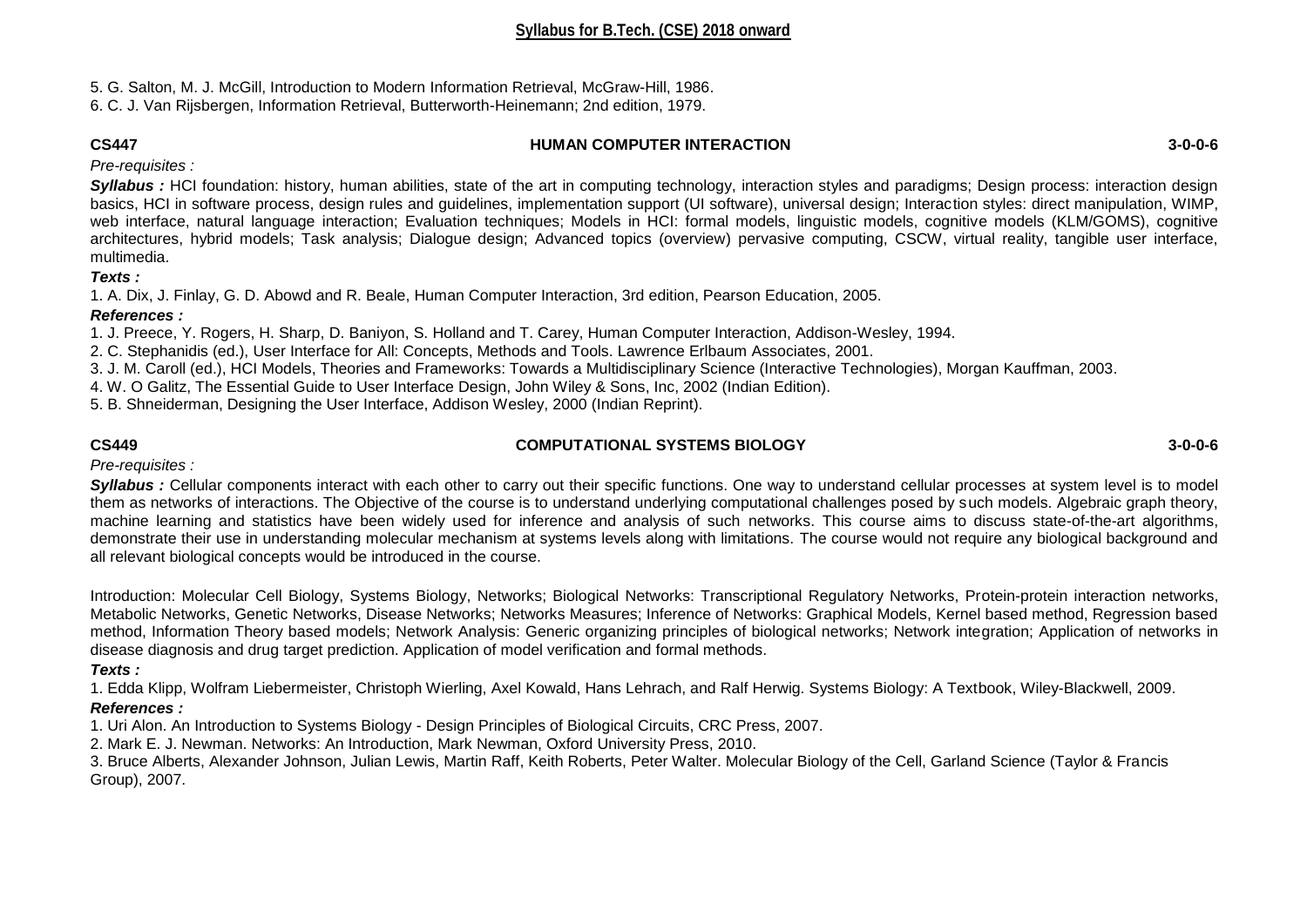5. G. Salton, M. J. McGill, Introduction to Modern Information Retrieval, McGraw-Hill, 1986.
6. C. J. Van Rijsbergen, Information Retrieval, Butterworth-Heinemann; 2nd edition, 1979.

## CS447 HUMAN COMPUTER INTERACTION 3-0-0-6

*Pre-requisites :*

***Syllabus :*** HCI foundation: history, human abilities, state of the art in computing technology, interaction styles and paradigms; Design process: interaction design basics, HCI in software process, design rules and guidelines, implementation support (UI software), universal design; Interaction styles: direct manipulation, WIMP, web interface, natural language interaction; Evaluation techniques; Models in HCI: formal models, linguistic models, cognitive models (KLM/GOMS), cognitive architectures, hybrid models; Task analysis; Dialogue design; Advanced topics (overview) pervasive computing, CSCW, virtual reality, tangible user interface, multimedia.

***Texts :***

1. A. Dix, J. Finlay, G. D. Abowd and R. Beale, Human Computer Interaction, 3rd edition, Pearson Education, 2005.

***References :***

1. J. Preece, Y. Rogers, H. Sharp, D. Baniyon, S. Holland and T. Carey, Human Computer Interaction, Addison-Wesley, 1994.
2. C. Stephanidis (ed.), User Interface for All: Concepts, Methods and Tools. Lawrence Erlbaum Associates, 2001.
3. J. M. Caroll (ed.), HCI Models, Theories and Frameworks: Towards a Multidisciplinary Science (Interactive Technologies), Morgan Kauffman, 2003.
4. W. O Galitz, The Essential Guide to User Interface Design, John Wiley & Sons, Inc, 2002 (Indian Edition).
5. B. Shneiderman, Designing the User Interface, Addison Wesley, 2000 (Indian Reprint).

## CS449 COMPUTATIONAL SYSTEMS BIOLOGY 3-0-0-6

*Pre-requisites :*

***Syllabus :*** Cellular components interact with each other to carry out their specific functions. One way to understand cellular processes at system level is to model them as networks of interactions. The Objective of the course is to understand underlying computational challenges posed by such models. Algebraic graph theory, machine learning and statistics have been widely used for inference and analysis of such networks. This course aims to discuss state-of-the-art algorithms, demonstrate their use in understanding molecular mechanism at systems levels along with limitations. The course would not require any biological background and all relevant biological concepts would be introduced in the course.

Introduction: Molecular Cell Biology, Systems Biology, Networks; Biological Networks: Transcriptional Regulatory Networks, Protein-protein interaction networks, Metabolic Networks, Genetic Networks, Disease Networks; Networks Measures; Inference of Networks: Graphical Models, Kernel based method, Regression based method, Information Theory based models; Network Analysis: Generic organizing principles of biological networks; Network integration; Application of networks in disease diagnosis and drug target prediction. Application of model verification and formal methods.

***Texts :***

1. Edda Klipp, Wolfram Liebermeister, Christoph Wierling, Axel Kowald, Hans Lehrach, and Ralf Herwig. Systems Biology: A Textbook, Wiley-Blackwell, 2009.

***References :***

1. Uri Alon. An Introduction to Systems Biology - Design Principles of Biological Circuits, CRC Press, 2007.
2. Mark E. J. Newman. Networks: An Introduction, Mark Newman, Oxford University Press, 2010.
3. Bruce Alberts, Alexander Johnson, Julian Lewis, Martin Raff, Keith Roberts, Peter Walter. Molecular Biology of the Cell, Garland Science (Taylor & Francis Group), 2007.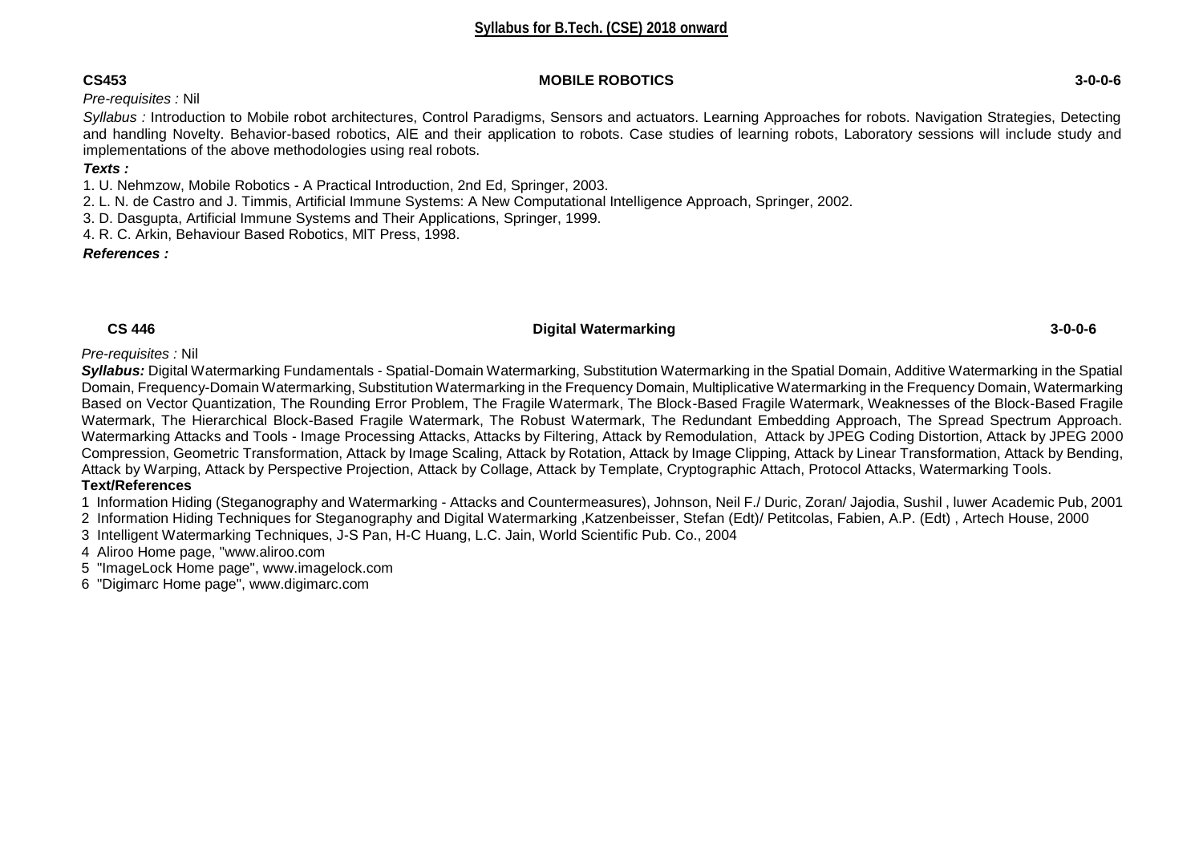**CS453 MOBILE ROBOTICS 3-0-0-6**

*Pre-requisites :* Nil

*Syllabus :* Introduction to Mobile robot architectures, Control Paradigms, Sensors and actuators. Learning Approaches for robots. Navigation Strategies, Detecting and handling Novelty. Behavior-based robotics, AIE and their application to robots. Case studies of learning robots, Laboratory sessions will include study and implementations of the above methodologies using real robots.

***Texts :***

1. U. Nehmzow, Mobile Robotics - A Practical Introduction, 2nd Ed, Springer, 2003.
2. L. N. de Castro and J. Timmis, Artificial Immune Systems: A New Computational Intelligence Approach, Springer, 2002.
3. D. Dasgupta, Artificial Immune Systems and Their Applications, Springer, 1999.
4. R. C. Arkin, Behaviour Based Robotics, MlT Press, 1998.

***References :***

**CS 446 Digital Watermarking 3-0-0-6**

*Pre-requisites :* Nil

***Syllabus:*** Digital Watermarking Fundamentals - Spatial-Domain Watermarking, Substitution Watermarking in the Spatial Domain, Additive Watermarking in the Spatial Domain, Frequency-Domain Watermarking, Substitution Watermarking in the Frequency Domain, Multiplicative Watermarking in the Frequency Domain, Watermarking Based on Vector Quantization, The Rounding Error Problem, The Fragile Watermark, The Block-Based Fragile Watermark, Weaknesses of the Block-Based Fragile Watermark, The Hierarchical Block-Based Fragile Watermark, The Robust Watermark, The Redundant Embedding Approach, The Spread Spectrum Approach. Watermarking Attacks and Tools - Image Processing Attacks, Attacks by Filtering, Attack by Remodulation, Attack by JPEG Coding Distortion, Attack by JPEG 2000 Compression, Geometric Transformation, Attack by Image Scaling, Attack by Rotation, Attack by Image Clipping, Attack by Linear Transformation, Attack by Bending, Attack by Warping, Attack by Perspective Projection, Attack by Collage, Attack by Template, Cryptographic Attach, Protocol Attacks, Watermarking Tools.

**Text/References**

1 Information Hiding (Steganography and Watermarking - Attacks and Countermeasures), Johnson, Neil F./ Duric, Zoran/ Jajodia, Sushil , luwer Academic Pub, 2001
2 Information Hiding Techniques for Steganography and Digital Watermarking ,Katzenbeisser, Stefan (Edt)/ Petitcolas, Fabien, A.P. (Edt) , Artech House, 2000
3 Intelligent Watermarking Techniques, J-S Pan, H-C Huang, L.C. Jain, World Scientific Pub. Co., 2004
4 Aliroo Home page, "www.aliroo.com
5 "ImageLock Home page", www.imagelock.com
6 "Digimarc Home page", www.digimarc.com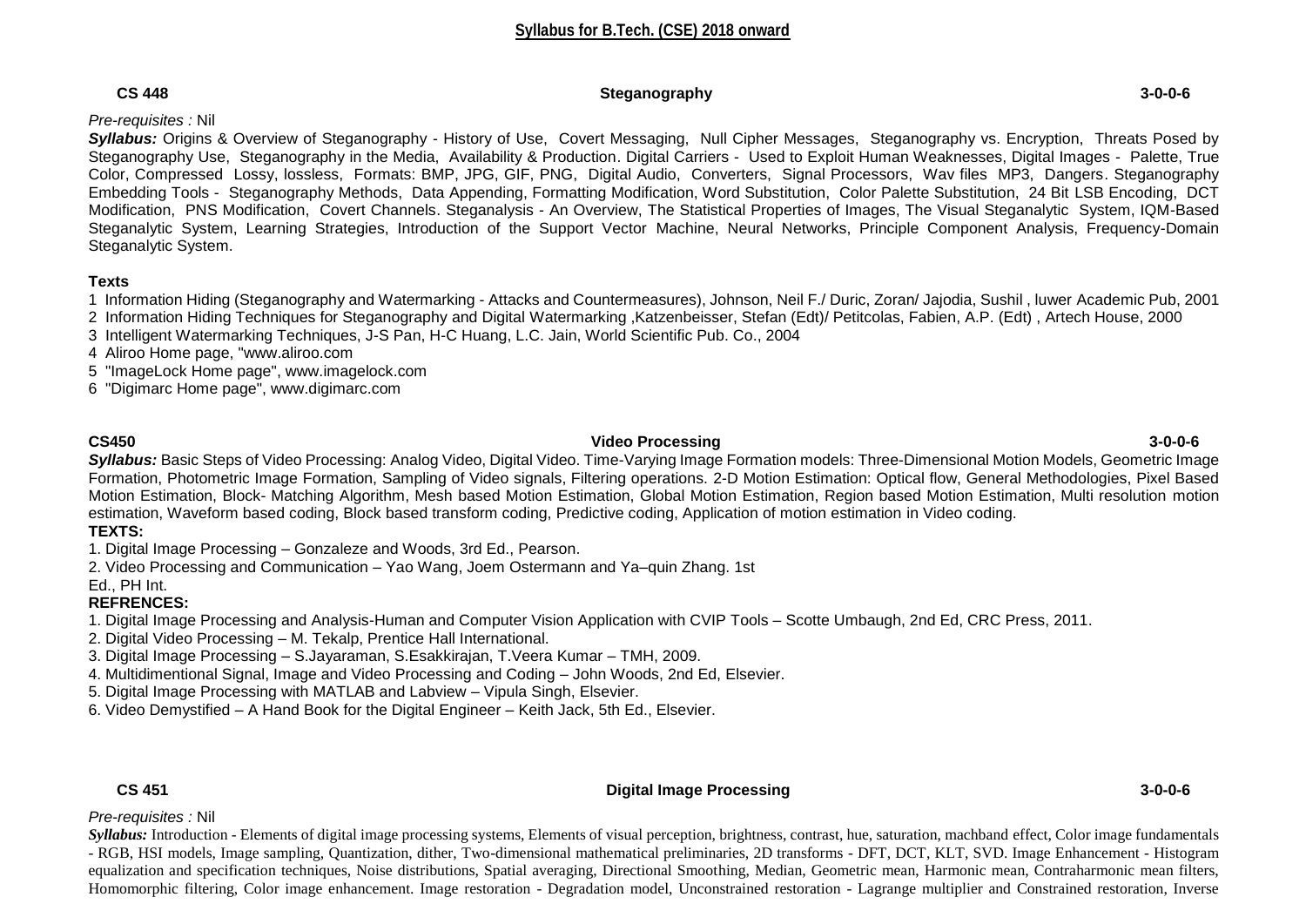**Syllabus for B.Tech. (CSE) 2018 onward**

**CS 448** **Steganography** **3-0-0-6**

*Pre-requisites :* Nil

***Syllabus:*** Origins & Overview of Steganography - History of Use, Covert Messaging, Null Cipher Messages, Steganography vs. Encryption, Threats Posed by Steganography Use, Steganography in the Media, Availability & Production. Digital Carriers - Used to Exploit Human Weaknesses, Digital Images - Palette, True Color, Compressed Lossy, lossless, Formats: BMP, JPG, GIF, PNG, Digital Audio, Converters, Signal Processors, Wav files MP3, Dangers. Steganography Embedding Tools - Steganography Methods, Data Appending, Formatting Modification, Word Substitution, Color Palette Substitution, 24 Bit LSB Encoding, DCT Modification, PNS Modification, Covert Channels. Steganalysis - An Overview, The Statistical Properties of Images, The Visual Steganalytic System, IQM-Based Steganalytic System, Learning Strategies, Introduction of the Support Vector Machine, Neural Networks, Principle Component Analysis, Frequency-Domain Steganalytic System.

**Texts**

1 Information Hiding (Steganography and Watermarking - Attacks and Countermeasures), Johnson, Neil F./ Duric, Zoran/ Jajodia, Sushil , luwer Academic Pub, 2001
2 Information Hiding Techniques for Steganography and Digital Watermarking ,Katzenbeisser, Stefan (Edt)/ Petitcolas, Fabien, A.P. (Edt) , Artech House, 2000
3 Intelligent Watermarking Techniques, J-S Pan, H-C Huang, L.C. Jain, World Scientific Pub. Co., 2004
4 Aliroo Home page, "www.aliroo.com
5 "ImageLock Home page", www.imagelock.com
6 "Digimarc Home page", www.digimarc.com

**CS450** **Video Processing** **3-0-0-6**

***Syllabus:*** Basic Steps of Video Processing: Analog Video, Digital Video. Time-Varying Image Formation models: Three-Dimensional Motion Models, Geometric Image Formation, Photometric Image Formation, Sampling of Video signals, Filtering operations. 2-D Motion Estimation: Optical flow, General Methodologies, Pixel Based Motion Estimation, Block- Matching Algorithm, Mesh based Motion Estimation, Global Motion Estimation, Region based Motion Estimation, Multi resolution motion estimation, Waveform based coding, Block based transform coding, Predictive coding, Application of motion estimation in Video coding.

**TEXTS:**

1. Digital Image Processing – Gonzaleze and Woods, 3rd Ed., Pearson.
2. Video Processing and Communication – Yao Wang, Joem Ostermann and Ya–quin Zhang. 1st Ed., PH Int.

**REFRENCES:**

1. Digital Image Processing and Analysis-Human and Computer Vision Application with CVIP Tools – Scotte Umbaugh, 2nd Ed, CRC Press, 2011.
2. Digital Video Processing – M. Tekalp, Prentice Hall International.
3. Digital Image Processing – S.Jayaraman, S.Esakkirajan, T.Veera Kumar – TMH, 2009.
4. Multidimentional Signal, Image and Video Processing and Coding – John Woods, 2nd Ed, Elsevier.
5. Digital Image Processing with MATLAB and Labview – Vipula Singh, Elsevier.
6. Video Demystified – A Hand Book for the Digital Engineer – Keith Jack, 5th Ed., Elsevier.

**CS 451** **Digital Image Processing** **3-0-0-6**

*Pre-requisites :* Nil

***Syllabus:*** Introduction - Elements of digital image processing systems, Elements of visual perception, brightness, contrast, hue, saturation, machband effect, Color image fundamentals - RGB, HSI models, Image sampling, Quantization, dither, Two-dimensional mathematical preliminaries, 2D transforms - DFT, DCT, KLT, SVD. Image Enhancement - Histogram equalization and specification techniques, Noise distributions, Spatial averaging, Directional Smoothing, Median, Geometric mean, Harmonic mean, Contraharmonic mean filters, Homomorphic filtering, Color image enhancement. Image restoration - Degradation model, Unconstrained restoration - Lagrange multiplier and Constrained restoration, Inverse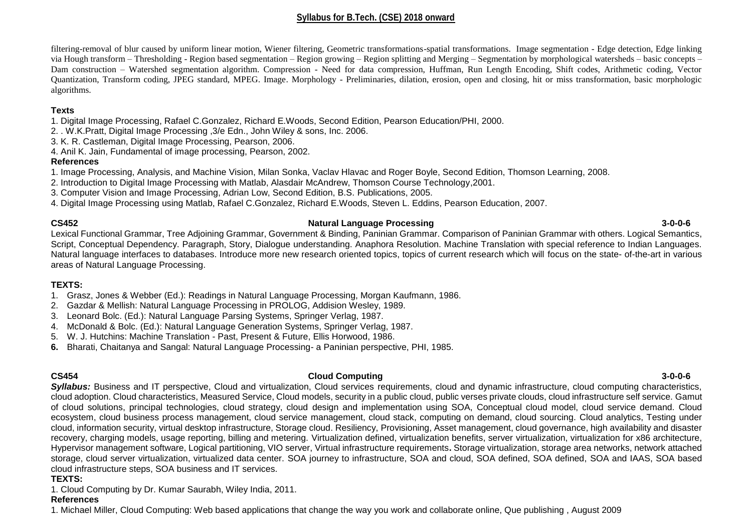filtering-removal of blur caused by uniform linear motion, Wiener filtering, Geometric transformations-spatial transformations. Image segmentation - Edge detection, Edge linking via Hough transform – Thresholding - Region based segmentation – Region growing – Region splitting and Merging – Segmentation by morphological watersheds – basic concepts – Dam construction – Watershed segmentation algorithm. Compression - Need for data compression, Huffman, Run Length Encoding, Shift codes, Arithmetic coding, Vector Quantization, Transform coding, JPEG standard, MPEG. Image. Morphology - Preliminaries, dilation, erosion, open and closing, hit or miss transformation, basic morphologic algorithms.

**Texts**

1. Digital Image Processing, Rafael C.Gonzalez, Richard E.Woods, Second Edition, Pearson Education/PHI, 2000.
2. . W.K.Pratt, Digital Image Processing ,3/e Edn., John Wiley & sons, Inc. 2006.
3. K. R. Castleman, Digital Image Processing, Pearson, 2006.
4. Anil K. Jain, Fundamental of image processing, Pearson, 2002.

**References**

1. Image Processing, Analysis, and Machine Vision, Milan Sonka, Vaclav Hlavac and Roger Boyle, Second Edition, Thomson Learning, 2008.
2. Introduction to Digital Image Processing with Matlab, Alasdair McAndrew, Thomson Course Technology,2001.
3. Computer Vision and Image Processing, Adrian Low, Second Edition, B.S. Publications, 2005.
4. Digital Image Processing using Matlab, Rafael C.Gonzalez, Richard E.Woods, Steven L. Eddins, Pearson Education, 2007.

## CS452 Natural Language Processing 3-0-0-6

Lexical Functional Grammar, Tree Adjoining Grammar, Government & Binding, Paninian Grammar. Comparison of Paninian Grammar with others. Logical Semantics, Script, Conceptual Dependency. Paragraph, Story, Dialogue understanding. Anaphora Resolution. Machine Translation with special reference to Indian Languages. Natural language interfaces to databases. Introduce more new research oriented topics, topics of current research which will focus on the state- of-the-art in various areas of Natural Language Processing.

**TEXTS:**

1. Grasz, Jones & Webber (Ed.): Readings in Natural Language Processing, Morgan Kaufmann, 1986.
2. Gazdar & Mellish: Natural Language Processing in PROLOG, Addision Wesley, 1989.
3. Leonard Bolc. (Ed.): Natural Language Parsing Systems, Springer Verlag, 1987.
4. McDonald & Bolc. (Ed.): Natural Language Generation Systems, Springer Verlag, 1987.
5. W. J. Hutchins: Machine Translation - Past, Present & Future, Ellis Horwood, 1986.
6. Bharati, Chaitanya and Sangal: Natural Language Processing- a Paninian perspective, PHI, 1985.

## CS454 Cloud Computing 3-0-0-6

***Syllabus:*** Business and IT perspective, Cloud and virtualization, Cloud services requirements, cloud and dynamic infrastructure, cloud computing characteristics, cloud adoption. Cloud characteristics, Measured Service, Cloud models, security in a public cloud, public verses private clouds, cloud infrastructure self service. Gamut of cloud solutions, principal technologies, cloud strategy, cloud design and implementation using SOA, Conceptual cloud model, cloud service demand. Cloud ecosystem, cloud business process management, cloud service management, cloud stack, computing on demand, cloud sourcing. Cloud analytics, Testing under cloud, information security, virtual desktop infrastructure, Storage cloud. Resiliency, Provisioning, Asset management, cloud governance, high availability and disaster recovery, charging models, usage reporting, billing and metering. Virtualization defined, virtualization benefits, server virtualization, virtualization for x86 architecture, Hypervisor management software, Logical partitioning, VIO server, Virtual infrastructure requirements**.** Storage virtualization, storage area networks, network attached storage, cloud server virtualization, virtualized data center. SOA journey to infrastructure, SOA and cloud, SOA defined, SOA defined, SOA and IAAS, SOA based cloud infrastructure steps, SOA business and IT services.

**TEXTS:**

1. Cloud Computing by Dr. Kumar Saurabh, Wiley India, 2011.

**References**

1. Michael Miller, Cloud Computing: Web based applications that change the way you work and collaborate online, Que publishing , August 2009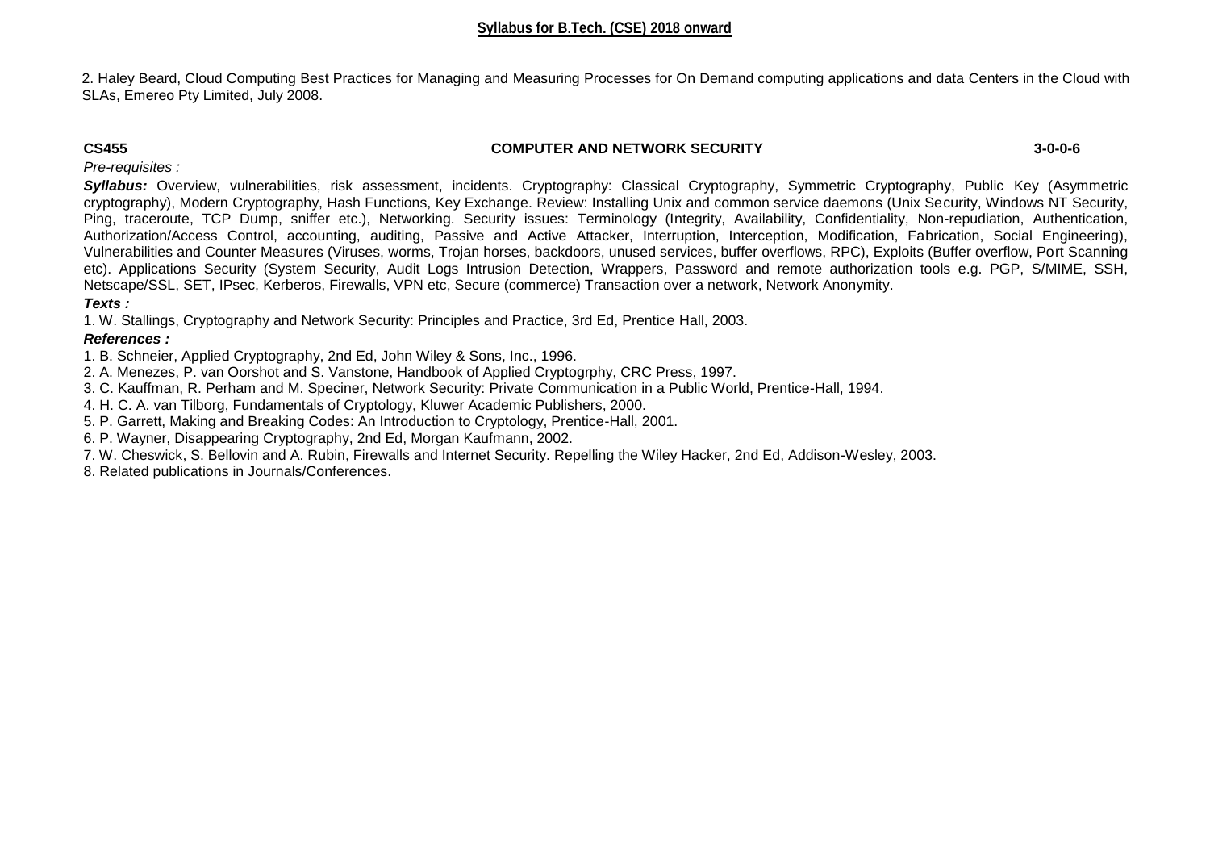2. Haley Beard, Cloud Computing Best Practices for Managing and Measuring Processes for On Demand computing applications and data Centers in the Cloud with SLAs, Emereo Pty Limited, July 2008.

**CS455 COMPUTER AND NETWORK SECURITY 3-0-0-6**

*Pre-requisites :*

***Syllabus:*** Overview, vulnerabilities, risk assessment, incidents. Cryptography: Classical Cryptography, Symmetric Cryptography, Public Key (Asymmetric cryptography), Modern Cryptography, Hash Functions, Key Exchange. Review: Installing Unix and common service daemons (Unix Security, Windows NT Security, Ping, traceroute, TCP Dump, sniffer etc.), Networking. Security issues: Terminology (Integrity, Availability, Confidentiality, Non-repudiation, Authentication, Authorization/Access Control, accounting, auditing, Passive and Active Attacker, Interruption, Interception, Modification, Fabrication, Social Engineering), Vulnerabilities and Counter Measures (Viruses, worms, Trojan horses, backdoors, unused services, buffer overflows, RPC), Exploits (Buffer overflow, Port Scanning etc). Applications Security (System Security, Audit Logs Intrusion Detection, Wrappers, Password and remote authorization tools e.g. PGP, S/MIME, SSH, Netscape/SSL, SET, IPsec, Kerberos, Firewalls, VPN etc, Secure (commerce) Transaction over a network, Network Anonymity.

***Texts :***

1. W. Stallings, Cryptography and Network Security: Principles and Practice, 3rd Ed, Prentice Hall, 2003.

***References :***

1. B. Schneier, Applied Cryptography, 2nd Ed, John Wiley & Sons, Inc., 1996.
2. A. Menezes, P. van Oorshot and S. Vanstone, Handbook of Applied Cryptogrphy, CRC Press, 1997.
3. C. Kauffman, R. Perham and M. Speciner, Network Security: Private Communication in a Public World, Prentice-Hall, 1994.
4. H. C. A. van Tilborg, Fundamentals of Cryptology, Kluwer Academic Publishers, 2000.
5. P. Garrett, Making and Breaking Codes: An Introduction to Cryptology, Prentice-Hall, 2001.
6. P. Wayner, Disappearing Cryptography, 2nd Ed, Morgan Kaufmann, 2002.
7. W. Cheswick, S. Bellovin and A. Rubin, Firewalls and Internet Security. Repelling the Wiley Hacker, 2nd Ed, Addison-Wesley, 2003.
8. Related publications in Journals/Conferences.